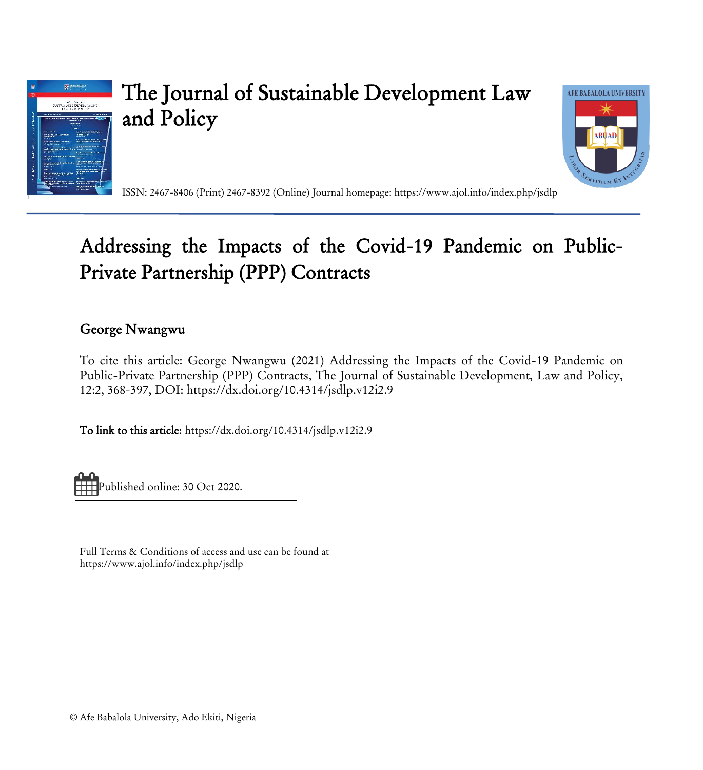# The Journal of Sustainable Development Law and Policy

ISSN: 2467-8406 (Print) 2467-8392 (Online) Journal homepage: https://www.ajol.info/index.php/jsdlp

## Addressing the Impacts of the Covid-19 Pandemic on Public-Private Partnership (PPP) Contracts

George Nwangwu

To cite this article: George Nwangwu (2021) Addressing the Impacts of the Covid-19 Pandemic on Public-Private Partnership (PPP) Contracts, The Journal of Sustainable Development, Law and Policy, 12:2, 368-397, DOI: https://dx.doi.org/10.4314/jsdlp.v12i2.9

**To link to this article:** https://dx.doi.org/10.4314/jsdlp.v12i2.9

Published online: 30 Oct 2020.

Full Terms & Conditions of access and use can be found at https://www.ajol.info/index.php/jsdlp

© Afe Babalola University, Ado Ekiti, Nigeria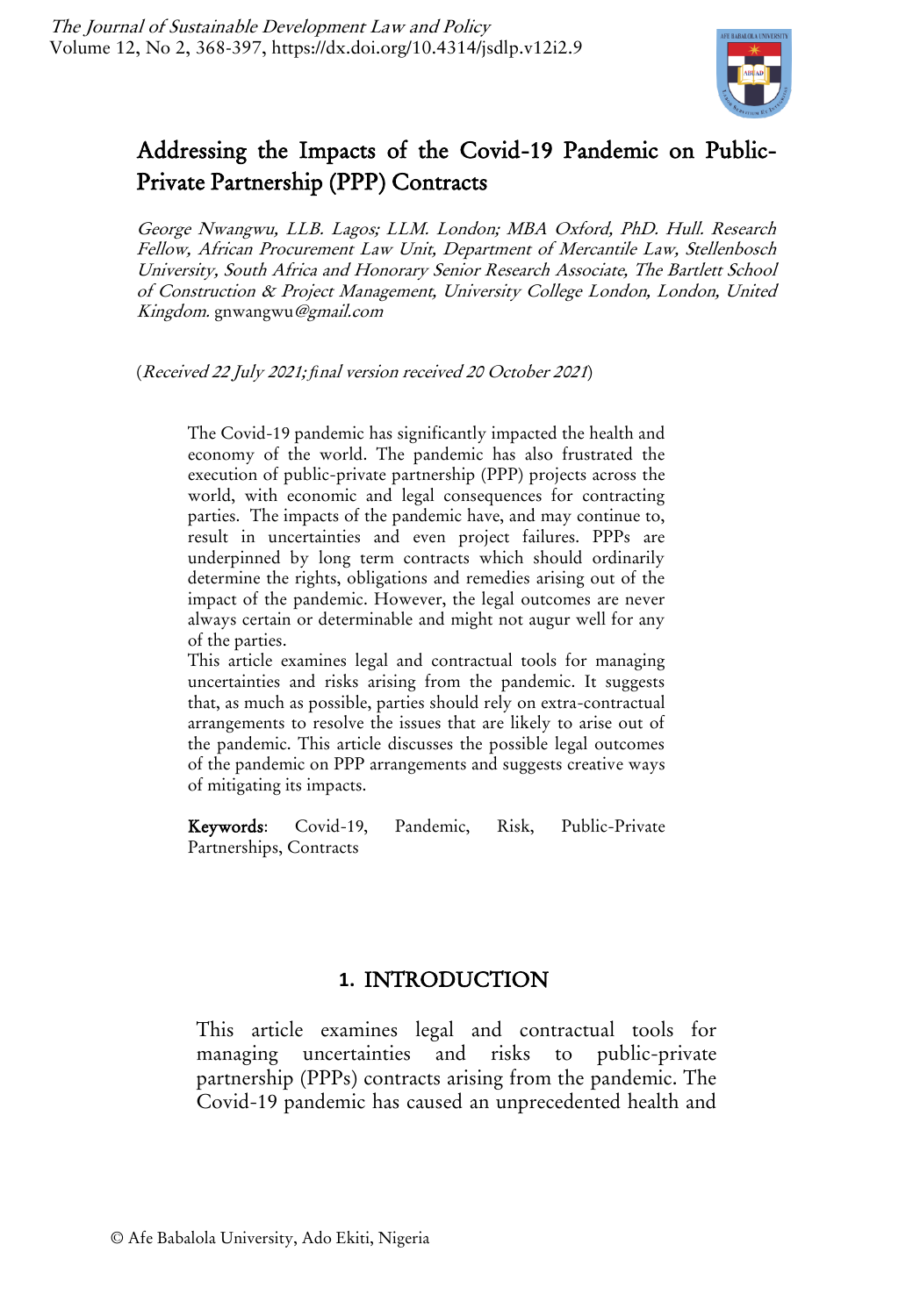# Addressing the Impacts of the Covid-19 Pandemic on Public-Private Partnership (PPP) Contracts

*George Nwangwu, LLB. Lagos; LLM. London; MBA Oxford, PhD. Hull. Research Fellow, African Procurement Law Unit, Department of Mercantile Law, Stellenbosch University, South Africa and Honorary Senior Research Associate, The Bartlett School of Construction & Project Management, University College London, London, United Kingdom.* gnwangwu*@gmail.com*

(*Received 22 July 2021; final version received 20 October 2021*)

The Covid-19 pandemic has significantly impacted the health and economy of the world. The pandemic has also frustrated the execution of public-private partnership (PPP) projects across the world, with economic and legal consequences for contracting parties. The impacts of the pandemic have, and may continue to, result in uncertainties and even project failures. PPPs are underpinned by long term contracts which should ordinarily determine the rights, obligations and remedies arising out of the impact of the pandemic. However, the legal outcomes are never always certain or determinable and might not augur well for any of the parties.

This article examines legal and contractual tools for managing uncertainties and risks arising from the pandemic. It suggests that, as much as possible, parties should rely on extra-contractual arrangements to resolve the issues that are likely to arise out of the pandemic. This article discusses the possible legal outcomes of the pandemic on PPP arrangements and suggests creative ways of mitigating its impacts.

**Keywords**: Covid-19, Pandemic, Risk, Public-Private Partnerships, Contracts

## 1. INTRODUCTION

This article examines legal and contractual tools for managing uncertainties and risks to public-private partnership (PPPs) contracts arising from the pandemic. The Covid-19 pandemic has caused an unprecedented health and

© Afe Babalola University, Ado Ekiti, Nigeria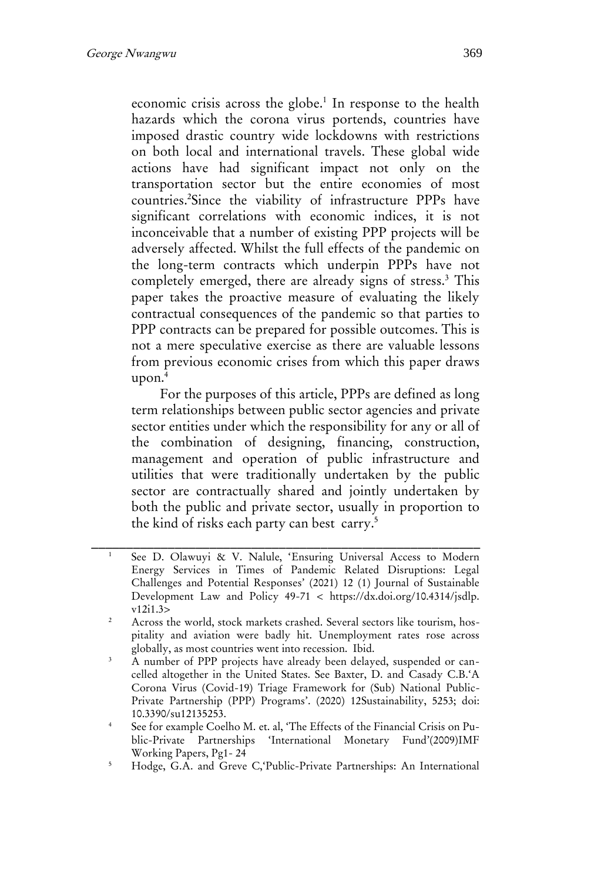economic crisis across the globe.[1] In response to the health hazards which the corona virus portends, countries have imposed drastic country wide lockdowns with restrictions on both local and international travels. These global wide actions have had significant impact not only on the transportation sector but the entire economies of most countries.[2]Since the viability of infrastructure PPPs have significant correlations with economic indices, it is not inconceivable that a number of existing PPP projects will be adversely affected. Whilst the full effects of the pandemic on the long-term contracts which underpin PPPs have not completely emerged, there are already signs of stress.[3] This paper takes the proactive measure of evaluating the likely contractual consequences of the pandemic so that parties to PPP contracts can be prepared for possible outcomes. This is not a mere speculative exercise as there are valuable lessons from previous economic crises from which this paper draws upon.[4]

For the purposes of this article, PPPs are defined as long term relationships between public sector agencies and private sector entities under which the responsibility for any or all of the combination of designing, financing, construction, management and operation of public infrastructure and utilities that were traditionally undertaken by the public sector are contractually shared and jointly undertaken by both the public and private sector, usually in proportion to the kind of risks each party can best carry.[5]

---

[1] See D. Olawuyi & V. Nalule, 'Ensuring Universal Access to Modern Energy Services in Times of Pandemic Related Disruptions: Legal Challenges and Potential Responses' (2021) 12 (1) Journal of Sustainable Development Law and Policy 49-71 < https://dx.doi.org/10.4314/jsdlp.v12i1.3>

[2] Across the world, stock markets crashed. Several sectors like tourism, hospitality and aviation were badly hit. Unemployment rates rose across globally, as most countries went into recession. Ibid.

[3] A number of PPP projects have already been delayed, suspended or cancelled altogether in the United States. See Baxter, D. and Casady C.B.'A Corona Virus (Covid-19) Triage Framework for (Sub) National Public-Private Partnership (PPP) Programs'. (2020) 12Sustainability, 5253; doi: 10.3390/su12135253.

[4] See for example Coelho M. et. al, 'The Effects of the Financial Crisis on Public-Private Partnerships 'International Monetary Fund'(2009)IMF Working Papers, Pg1- 24

[5] Hodge, G.A. and Greve C,'Public-Private Partnerships: An International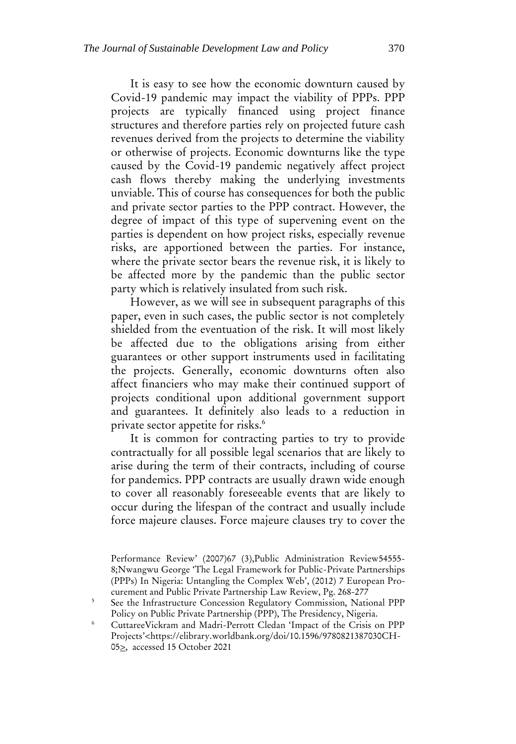It is easy to see how the economic downturn caused by Covid-19 pandemic may impact the viability of PPPs. PPP projects are typically financed using project finance structures and therefore parties rely on projected future cash revenues derived from the projects to determine the viability or otherwise of projects. Economic downturns like the type caused by the Covid-19 pandemic negatively affect project cash flows thereby making the underlying investments unviable. This of course has consequences for both the public and private sector parties to the PPP contract. However, the degree of impact of this type of supervening event on the parties is dependent on how project risks, especially revenue risks, are apportioned between the parties. For instance, where the private sector bears the revenue risk, it is likely to be affected more by the pandemic than the public sector party which is relatively insulated from such risk.

However, as we will see in subsequent paragraphs of this paper, even in such cases, the public sector is not completely shielded from the eventuation of the risk. It will most likely be affected due to the obligations arising from either guarantees or other support instruments used in facilitating the projects. Generally, economic downturns often also affect financiers who may make their continued support of projects conditional upon additional government support and guarantees. It definitely also leads to a reduction in private sector appetite for risks.[6]

It is common for contracting parties to try to provide contractually for all possible legal scenarios that are likely to arise during the term of their contracts, including of course for pandemics. PPP contracts are usually drawn wide enough to cover all reasonably foreseeable events that are likely to occur during the lifespan of the contract and usually include force majeure clauses. Force majeure clauses try to cover the

Performance Review' (2007)67 (3),Public Administration Review54555-8;Nwangwu George 'The Legal Framework for Public-Private Partnerships (PPPs) In Nigeria: Untangling the Complex Web', (2012) 7 European Procurement and Public Private Partnership Law Review, Pg. 268-277

[5] See the Infrastructure Concession Regulatory Commission, National PPP Policy on Public Private Partnership (PPP), The Presidency, Nigeria.

[6] CuttareeVickram and Madri-Perrott Cledan 'Impact of the Crisis on PPP Projects'<https://elibrary.worldbank.org/doi/10.1596/9780821387030CH-05>, accessed 15 October 2021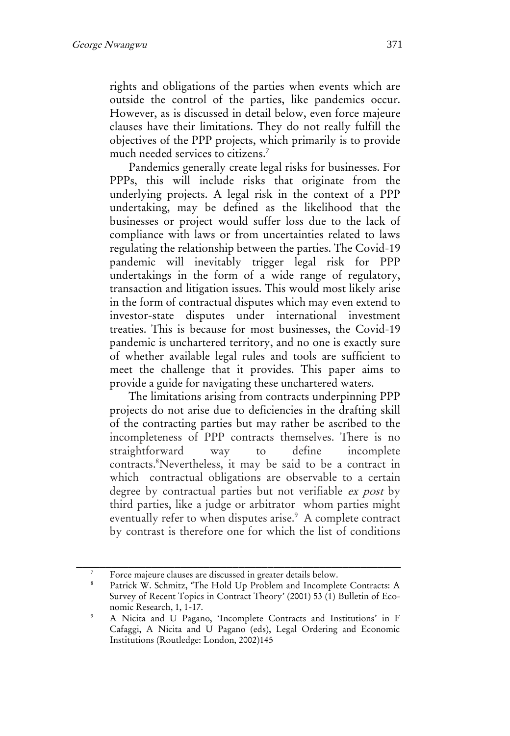rights and obligations of the parties when events which are outside the control of the parties, like pandemics occur. However, as is discussed in detail below, even force majeure clauses have their limitations. They do not really fulfill the objectives of the PPP projects, which primarily is to provide much needed services to citizens.[7]

Pandemics generally create legal risks for businesses. For PPPs, this will include risks that originate from the underlying projects. A legal risk in the context of a PPP undertaking, may be defined as the likelihood that the businesses or project would suffer loss due to the lack of compliance with laws or from uncertainties related to laws regulating the relationship between the parties. The Covid-19 pandemic will inevitably trigger legal risk for PPP undertakings in the form of a wide range of regulatory, transaction and litigation issues. This would most likely arise in the form of contractual disputes which may even extend to investor-state disputes under international investment treaties. This is because for most businesses, the Covid-19 pandemic is unchartered territory, and no one is exactly sure of whether available legal rules and tools are sufficient to meet the challenge that it provides. This paper aims to provide a guide for navigating these unchartered waters.

The limitations arising from contracts underpinning PPP projects do not arise due to deficiencies in the drafting skill of the contracting parties but may rather be ascribed to the incompleteness of PPP contracts themselves. There is no straightforward way to define incomplete contracts.[8]Nevertheless, it may be said to be a contract in which contractual obligations are observable to a certain degree by contractual parties but not verifiable *ex post* by third parties, like a judge or arbitrator whom parties might eventually refer to when disputes arise.[9] A complete contract by contrast is therefore one for which the list of conditions

---

[7] Force majeure clauses are discussed in greater details below.

[8] Patrick W. Schmitz, 'The Hold Up Problem and Incomplete Contracts: A Survey of Recent Topics in Contract Theory' (2001) 53 (1) Bulletin of Economic Research, 1, 1-17.

[9] A Nicita and U Pagano, 'Incomplete Contracts and Institutions' in F Cafaggi, A Nicita and U Pagano (eds), Legal Ordering and Economic Institutions (Routledge: London, 2002)145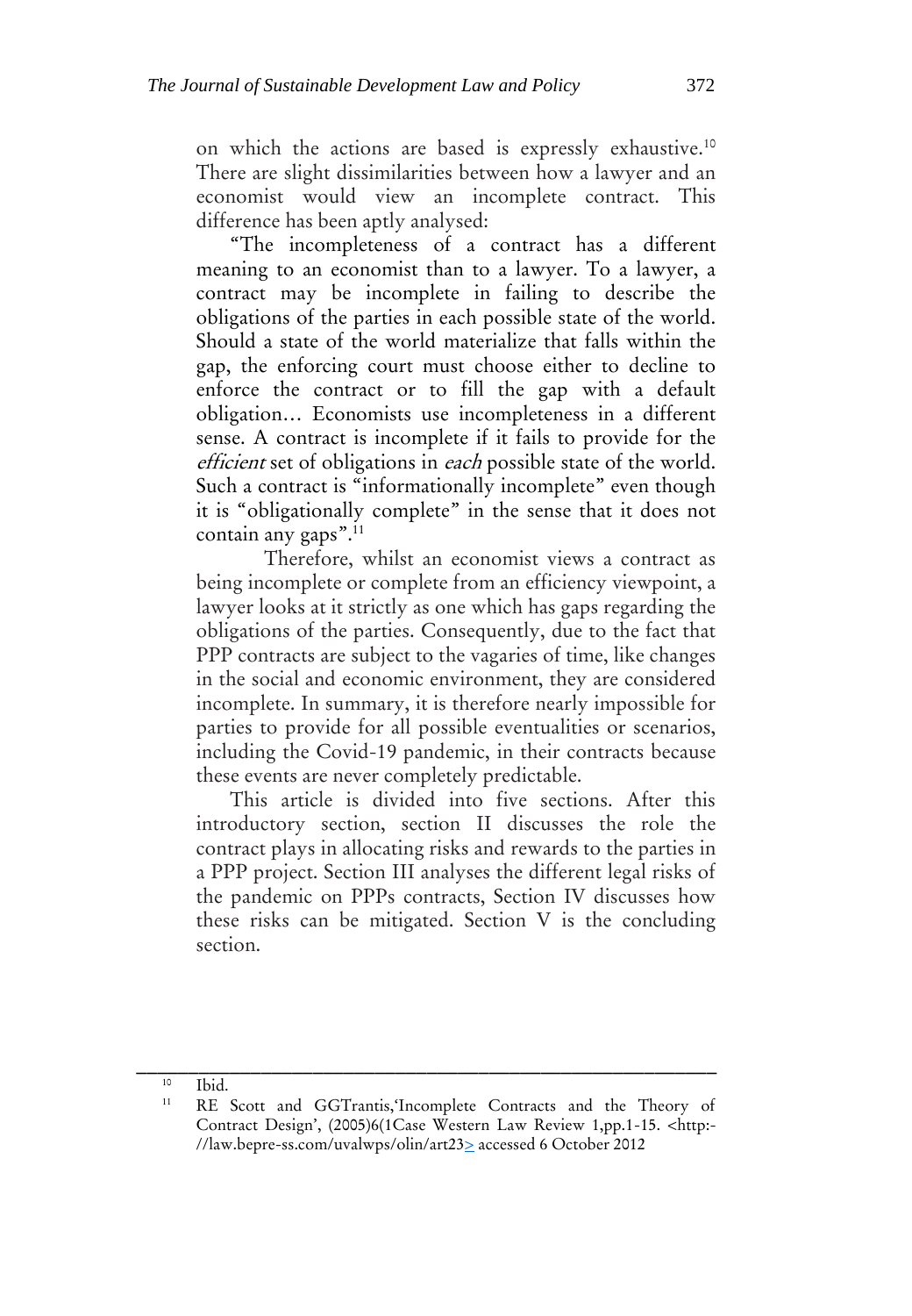on which the actions are based is expressly exhaustive.[10] There are slight dissimilarities between how a lawyer and an economist would view an incomplete contract. This difference has been aptly analysed:

"The incompleteness of a contract has a different meaning to an economist than to a lawyer. To a lawyer, a contract may be incomplete in failing to describe the obligations of the parties in each possible state of the world. Should a state of the world materialize that falls within the gap, the enforcing court must choose either to decline to enforce the contract or to fill the gap with a default obligation… Economists use incompleteness in a different sense. A contract is incomplete if it fails to provide for the *efficient* set of obligations in *each* possible state of the world. Such a contract is "informationally incomplete" even though it is "obligationally complete" in the sense that it does not contain any gaps".[11]

Therefore, whilst an economist views a contract as being incomplete or complete from an efficiency viewpoint, a lawyer looks at it strictly as one which has gaps regarding the obligations of the parties. Consequently, due to the fact that PPP contracts are subject to the vagaries of time, like changes in the social and economic environment, they are considered incomplete. In summary, it is therefore nearly impossible for parties to provide for all possible eventualities or scenarios, including the Covid-19 pandemic, in their contracts because these events are never completely predictable.

This article is divided into five sections. After this introductory section, section II discusses the role the contract plays in allocating risks and rewards to the parties in a PPP project. Section III analyses the different legal risks of the pandemic on PPPs contracts, Section IV discusses how these risks can be mitigated. Section V is the concluding section.

---

[10] Ibid.

[11] RE Scott and GGTrantis,'Incomplete Contracts and the Theory of Contract Design', (2005)6(1Case Western Law Review 1,pp.1-15. <http:-//law.bepre-ss.com/uvalwps/olin/art23> accessed 6 October 2012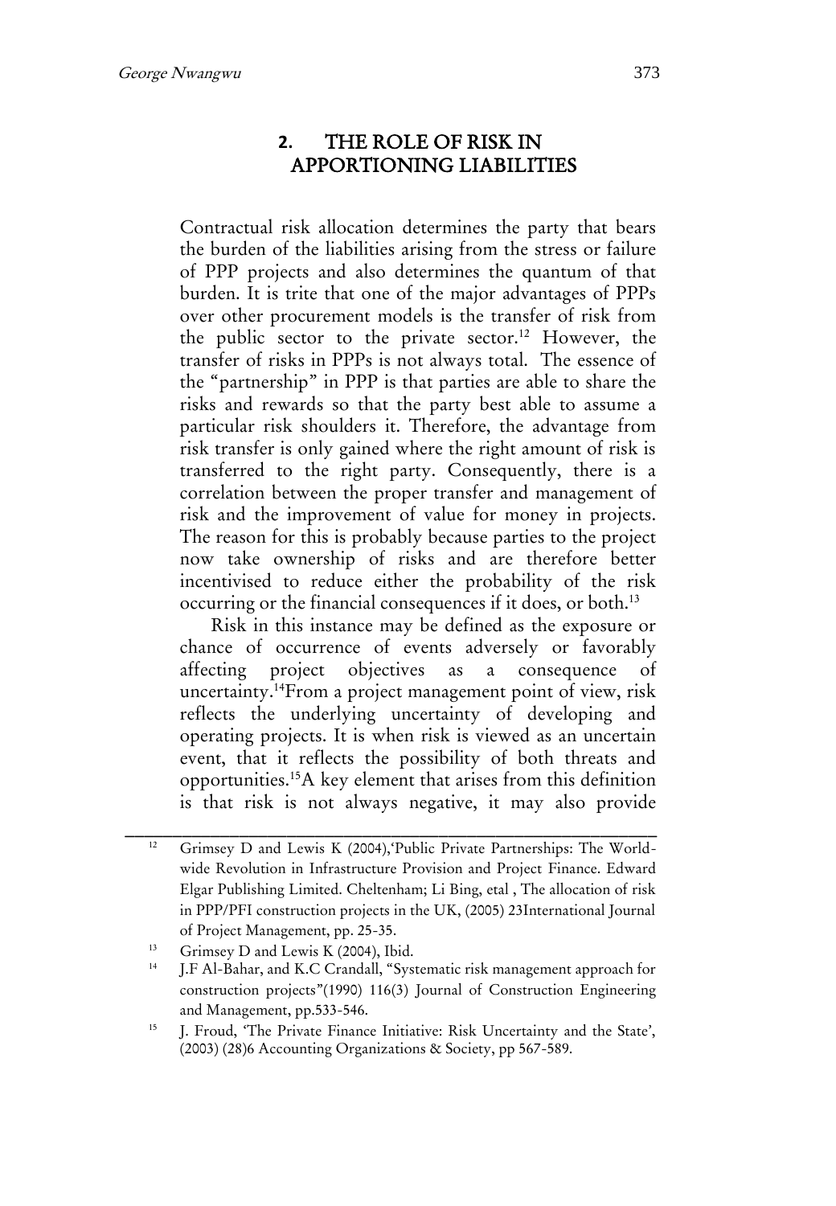## 2. THE ROLE OF RISK IN APPORTIONING LIABILITIES

Contractual risk allocation determines the party that bears the burden of the liabilities arising from the stress or failure of PPP projects and also determines the quantum of that burden. It is trite that one of the major advantages of PPPs over other procurement models is the transfer of risk from the public sector to the private sector.[12] However, the transfer of risks in PPPs is not always total. The essence of the "partnership" in PPP is that parties are able to share the risks and rewards so that the party best able to assume a particular risk shoulders it. Therefore, the advantage from risk transfer is only gained where the right amount of risk is transferred to the right party. Consequently, there is a correlation between the proper transfer and management of risk and the improvement of value for money in projects. The reason for this is probably because parties to the project now take ownership of risks and are therefore better incentivised to reduce either the probability of the risk occurring or the financial consequences if it does, or both.[13]

Risk in this instance may be defined as the exposure or chance of occurrence of events adversely or favorably affecting project objectives as a consequence of uncertainty.[14]From a project management point of view, risk reflects the underlying uncertainty of developing and operating projects. It is when risk is viewed as an uncertain event, that it reflects the possibility of both threats and opportunities.[15]A key element that arises from this definition is that risk is not always negative, it may also provide

---

[12] Grimsey D and Lewis K (2004),'Public Private Partnerships: The World-wide Revolution in Infrastructure Provision and Project Finance. Edward Elgar Publishing Limited. Cheltenham; Li Bing, etal , The allocation of risk in PPP/PFI construction projects in the UK, (2005) 23International Journal of Project Management, pp. 25-35.

[13] Grimsey D and Lewis K (2004), Ibid.

[14] J.F Al-Bahar, and K.C Crandall, "Systematic risk management approach for construction projects"(1990) 116(3) Journal of Construction Engineering and Management, pp.533-546.

[15] J. Froud, 'The Private Finance Initiative: Risk Uncertainty and the State', (2003) (28)6 Accounting Organizations & Society, pp 567-589.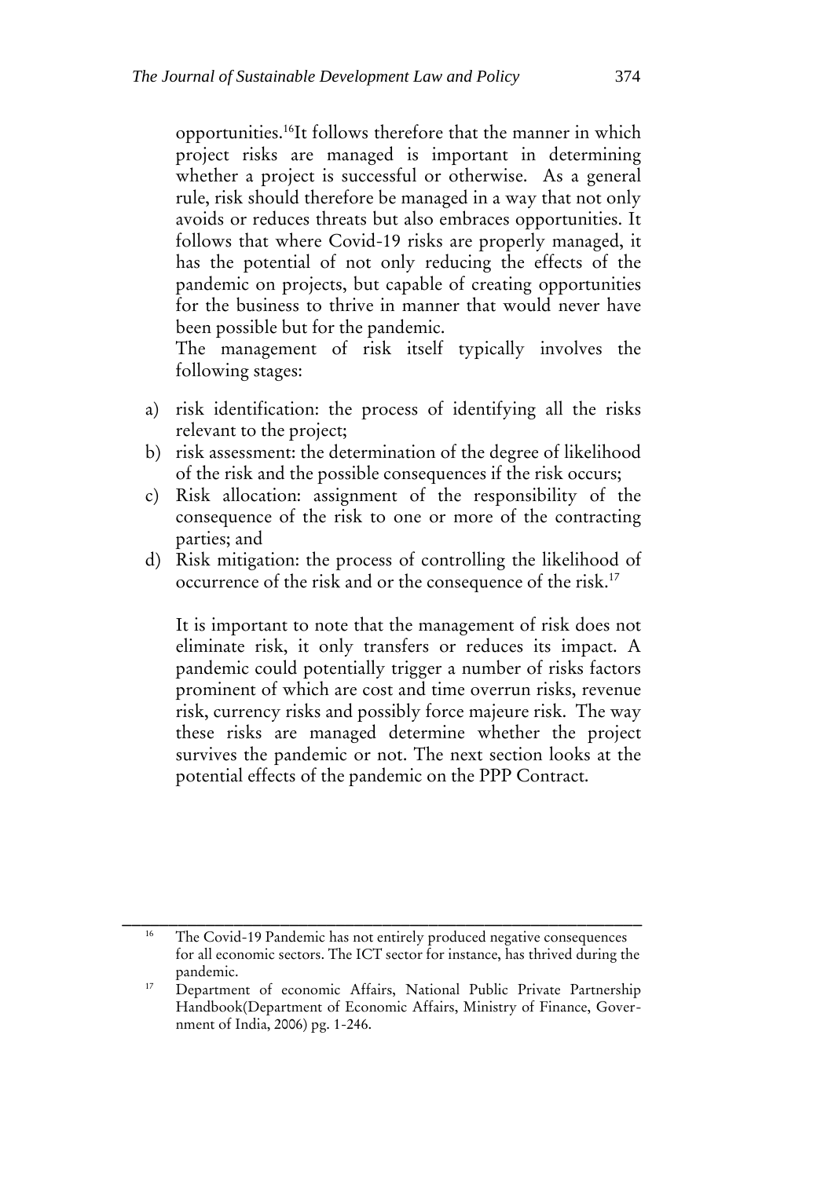opportunities.[16]It follows therefore that the manner in which project risks are managed is important in determining whether a project is successful or otherwise. As a general rule, risk should therefore be managed in a way that not only avoids or reduces threats but also embraces opportunities. It follows that where Covid-19 risks are properly managed, it has the potential of not only reducing the effects of the pandemic on projects, but capable of creating opportunities for the business to thrive in manner that would never have been possible but for the pandemic.

The management of risk itself typically involves the following stages:

a) risk identification: the process of identifying all the risks relevant to the project;
b) risk assessment: the determination of the degree of likelihood of the risk and the possible consequences if the risk occurs;
c) Risk allocation: assignment of the responsibility of the consequence of the risk to one or more of the contracting parties; and
d) Risk mitigation: the process of controlling the likelihood of occurrence of the risk and or the consequence of the risk.[17]

It is important to note that the management of risk does not eliminate risk, it only transfers or reduces its impact. A pandemic could potentially trigger a number of risks factors prominent of which are cost and time overrun risks, revenue risk, currency risks and possibly force majeure risk. The way these risks are managed determine whether the project survives the pandemic or not. The next section looks at the potential effects of the pandemic on the PPP Contract.

---

[16] The Covid-19 Pandemic has not entirely produced negative consequences for all economic sectors. The ICT sector for instance, has thrived during the pandemic.

[17] Department of economic Affairs, National Public Private Partnership Handbook(Department of Economic Affairs, Ministry of Finance, Government of India, 2006) pg. 1-246.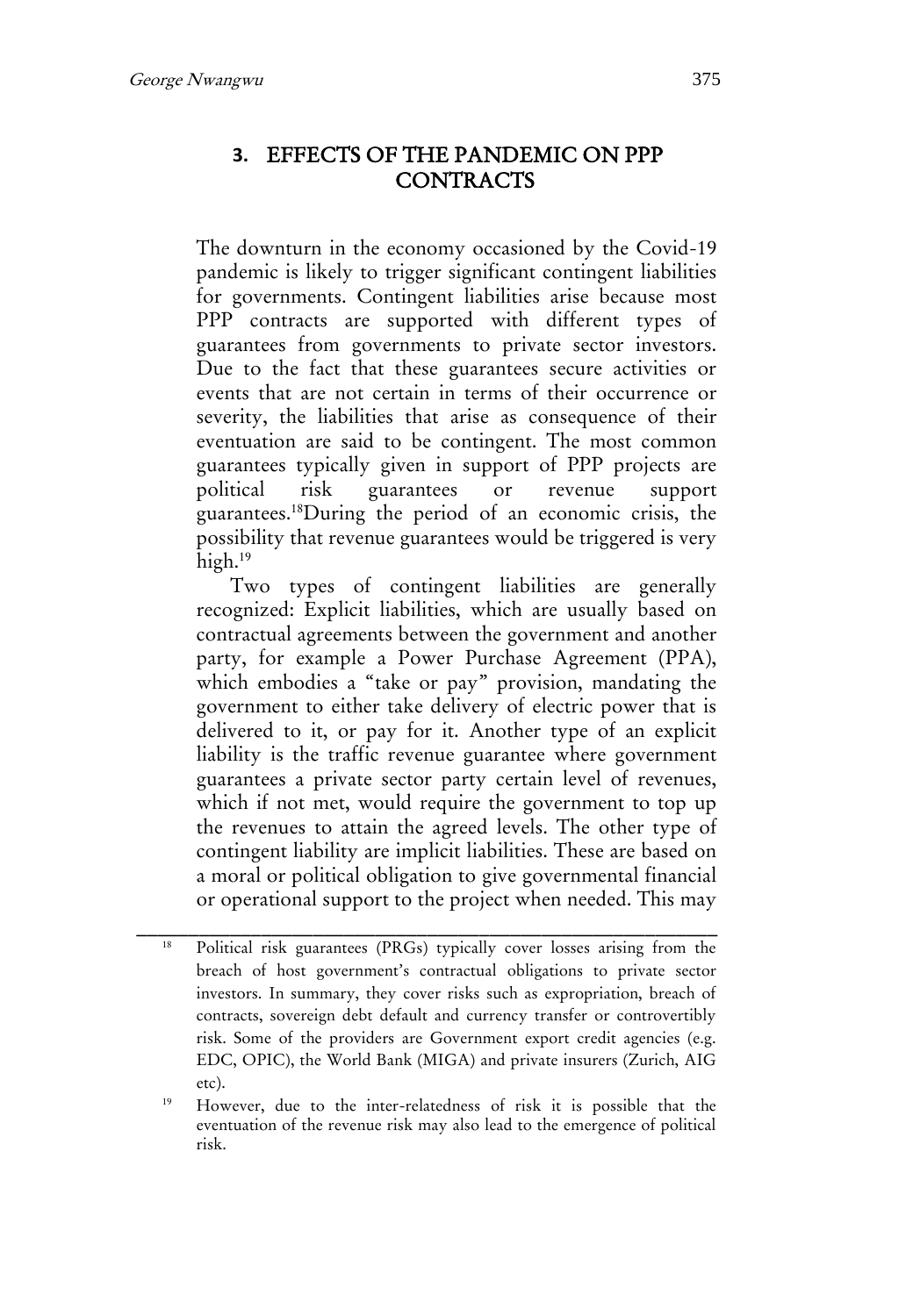## 3. EFFECTS OF THE PANDEMIC ON PPP CONTRACTS

The downturn in the economy occasioned by the Covid-19 pandemic is likely to trigger significant contingent liabilities for governments. Contingent liabilities arise because most PPP contracts are supported with different types of guarantees from governments to private sector investors. Due to the fact that these guarantees secure activities or events that are not certain in terms of their occurrence or severity, the liabilities that arise as consequence of their eventuation are said to be contingent. The most common guarantees typically given in support of PPP projects are political risk guarantees or revenue support guarantees.[18]During the period of an economic crisis, the possibility that revenue guarantees would be triggered is very high.[19]

Two types of contingent liabilities are generally recognized: Explicit liabilities, which are usually based on contractual agreements between the government and another party, for example a Power Purchase Agreement (PPA), which embodies a "take or pay" provision, mandating the government to either take delivery of electric power that is delivered to it, or pay for it. Another type of an explicit liability is the traffic revenue guarantee where government guarantees a private sector party certain level of revenues, which if not met, would require the government to top up the revenues to attain the agreed levels. The other type of contingent liability are implicit liabilities. These are based on a moral or political obligation to give governmental financial or operational support to the project when needed. This may

---

[18] Political risk guarantees (PRGs) typically cover losses arising from the breach of host government's contractual obligations to private sector investors. In summary, they cover risks such as expropriation, breach of contracts, sovereign debt default and currency transfer or controvertibly risk. Some of the providers are Government export credit agencies (e.g. EDC, OPIC), the World Bank (MIGA) and private insurers (Zurich, AIG etc).

[19] However, due to the inter-relatedness of risk it is possible that the eventuation of the revenue risk may also lead to the emergence of political risk.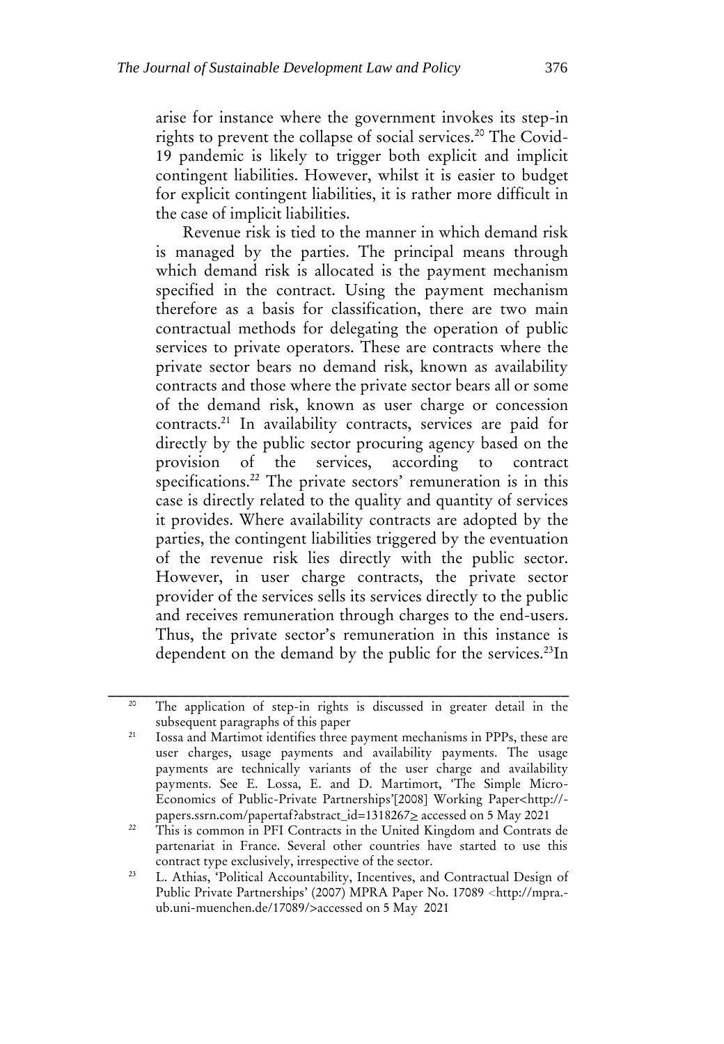arise for instance where the government invokes its step-in rights to prevent the collapse of social services.[20] The Covid-19 pandemic is likely to trigger both explicit and implicit contingent liabilities. However, whilst it is easier to budget for explicit contingent liabilities, it is rather more difficult in the case of implicit liabilities.

Revenue risk is tied to the manner in which demand risk is managed by the parties. The principal means through which demand risk is allocated is the payment mechanism specified in the contract. Using the payment mechanism therefore as a basis for classification, there are two main contractual methods for delegating the operation of public services to private operators. These are contracts where the private sector bears no demand risk, known as availability contracts and those where the private sector bears all or some of the demand risk, known as user charge or concession contracts.[21] In availability contracts, services are paid for directly by the public sector procuring agency based on the provision of the services, according to contract specifications.[22] The private sectors' remuneration is in this case is directly related to the quality and quantity of services it provides. Where availability contracts are adopted by the parties, the contingent liabilities triggered by the eventuation of the revenue risk lies directly with the public sector. However, in user charge contracts, the private sector provider of the services sells its services directly to the public and receives remuneration through charges to the end-users. Thus, the private sector's remuneration in this instance is dependent on the demand by the public for the services.[23]In

---

[20] The application of step-in rights is discussed in greater detail in the subsequent paragraphs of this paper

[21] Iossa and Martimot identifies three payment mechanisms in PPPs, these are user charges, usage payments and availability payments. The usage payments are technically variants of the user charge and availability payments. See E. Lossa, E. and D. Martimort, 'The Simple Micro-Economics of Public-Private Partnerships'[2008] Working Paper<http://-papers.ssrn.com/papertaf?abstract_id=1318267≥ accessed on 5 May 2021

[22] This is common in PFI Contracts in the United Kingdom and Contrats de partenariat in France. Several other countries have started to use this contract type exclusively, irrespective of the sector.

[23] L. Athias, 'Political Accountability, Incentives, and Contractual Design of Public Private Partnerships' (2007) MPRA Paper No. 17089 <http://mpra.-ub.uni-muenchen.de/17089/>accessed on 5 May 2021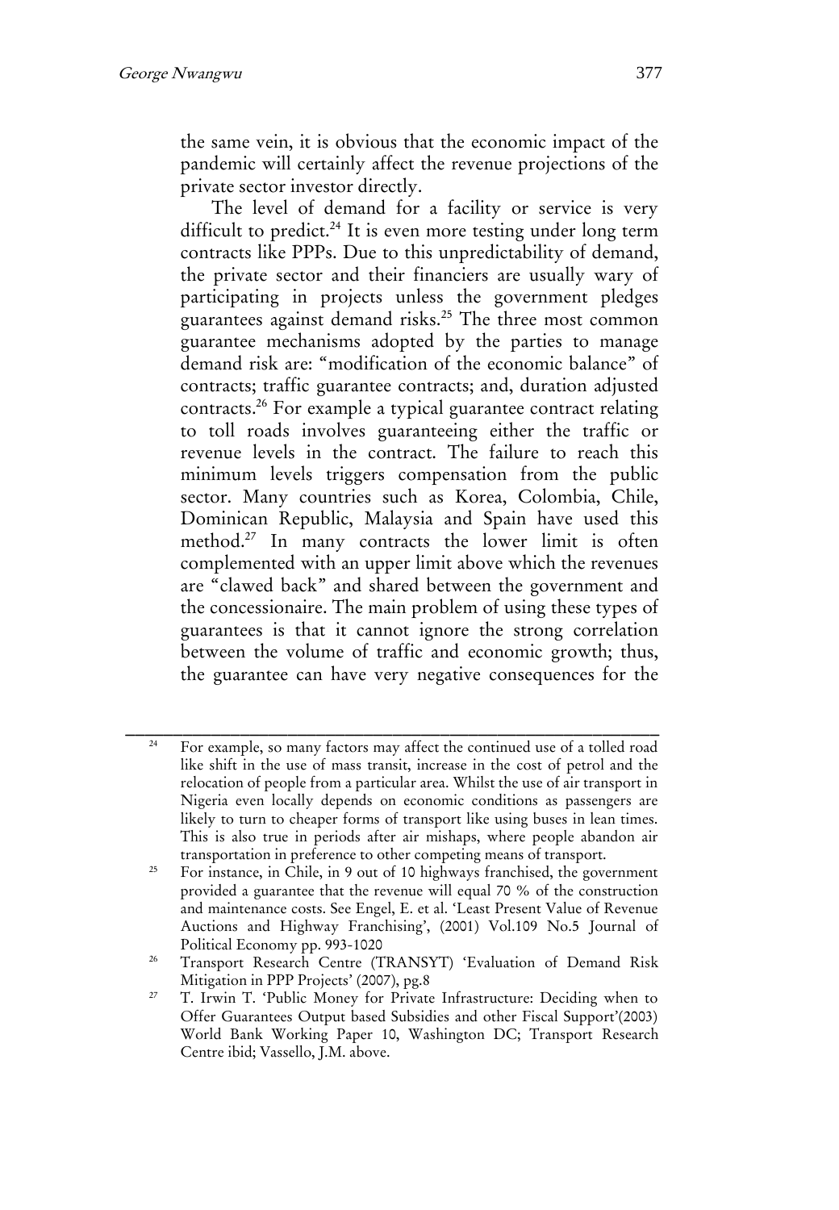the same vein, it is obvious that the economic impact of the pandemic will certainly affect the revenue projections of the private sector investor directly.

The level of demand for a facility or service is very difficult to predict.[24] It is even more testing under long term contracts like PPPs. Due to this unpredictability of demand, the private sector and their financiers are usually wary of participating in projects unless the government pledges guarantees against demand risks.[25] The three most common guarantee mechanisms adopted by the parties to manage demand risk are: "modification of the economic balance" of contracts; traffic guarantee contracts; and, duration adjusted contracts.[26] For example a typical guarantee contract relating to toll roads involves guaranteeing either the traffic or revenue levels in the contract. The failure to reach this minimum levels triggers compensation from the public sector. Many countries such as Korea, Colombia, Chile, Dominican Republic, Malaysia and Spain have used this method.[27] In many contracts the lower limit is often complemented with an upper limit above which the revenues are "clawed back" and shared between the government and the concessionaire. The main problem of using these types of guarantees is that it cannot ignore the strong correlation between the volume of traffic and economic growth; thus, the guarantee can have very negative consequences for the

---

[24] For example, so many factors may affect the continued use of a tolled road like shift in the use of mass transit, increase in the cost of petrol and the relocation of people from a particular area. Whilst the use of air transport in Nigeria even locally depends on economic conditions as passengers are likely to turn to cheaper forms of transport like using buses in lean times. This is also true in periods after air mishaps, where people abandon air transportation in preference to other competing means of transport.

[25] For instance, in Chile, in 9 out of 10 highways franchised, the government provided a guarantee that the revenue will equal 70 % of the construction and maintenance costs. See Engel, E. et al. 'Least Present Value of Revenue Auctions and Highway Franchising', (2001) Vol.109 No.5 Journal of Political Economy pp. 993-1020

[26] Transport Research Centre (TRANSYT) 'Evaluation of Demand Risk Mitigation in PPP Projects' (2007), pg.8

[27] T. Irwin T. 'Public Money for Private Infrastructure: Deciding when to Offer Guarantees Output based Subsidies and other Fiscal Support'(2003) World Bank Working Paper 10, Washington DC; Transport Research Centre ibid; Vassello, J.M. above.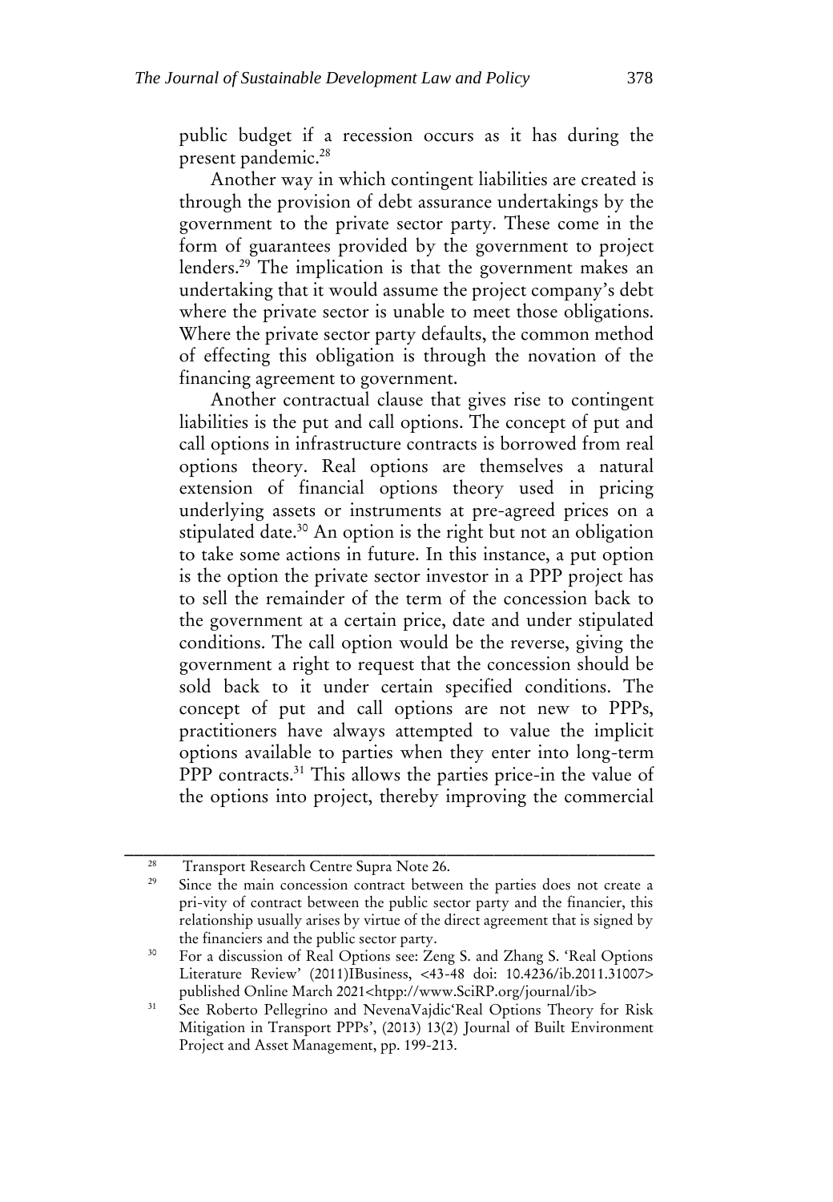public budget if a recession occurs as it has during the present pandemic.[28]

Another way in which contingent liabilities are created is through the provision of debt assurance undertakings by the government to the private sector party. These come in the form of guarantees provided by the government to project lenders.[29] The implication is that the government makes an undertaking that it would assume the project company's debt where the private sector is unable to meet those obligations. Where the private sector party defaults, the common method of effecting this obligation is through the novation of the financing agreement to government.

Another contractual clause that gives rise to contingent liabilities is the put and call options. The concept of put and call options in infrastructure contracts is borrowed from real options theory. Real options are themselves a natural extension of financial options theory used in pricing underlying assets or instruments at pre-agreed prices on a stipulated date.[30] An option is the right but not an obligation to take some actions in future. In this instance, a put option is the option the private sector investor in a PPP project has to sell the remainder of the term of the concession back to the government at a certain price, date and under stipulated conditions. The call option would be the reverse, giving the government a right to request that the concession should be sold back to it under certain specified conditions. The concept of put and call options are not new to PPPs, practitioners have always attempted to value the implicit options available to parties when they enter into long-term PPP contracts.[31] This allows the parties price-in the value of the options into project, thereby improving the commercial

---

[28] Transport Research Centre Supra Note 26.

[29] Since the main concession contract between the parties does not create a pri-vity of contract between the public sector party and the financier, this relationship usually arises by virtue of the direct agreement that is signed by the financiers and the public sector party.

[30] For a discussion of Real Options see: Zeng S. and Zhang S. 'Real Options Literature Review' (2011)IBusiness, <43-48 doi: 10.4236/ib.2011.31007> published Online March 2021<htpp://www.SciRP.org/journal/ib>

[31] See Roberto Pellegrino and NevenaVajdic'Real Options Theory for Risk Mitigation in Transport PPPs', (2013) 13(2) Journal of Built Environment Project and Asset Management, pp. 199-213.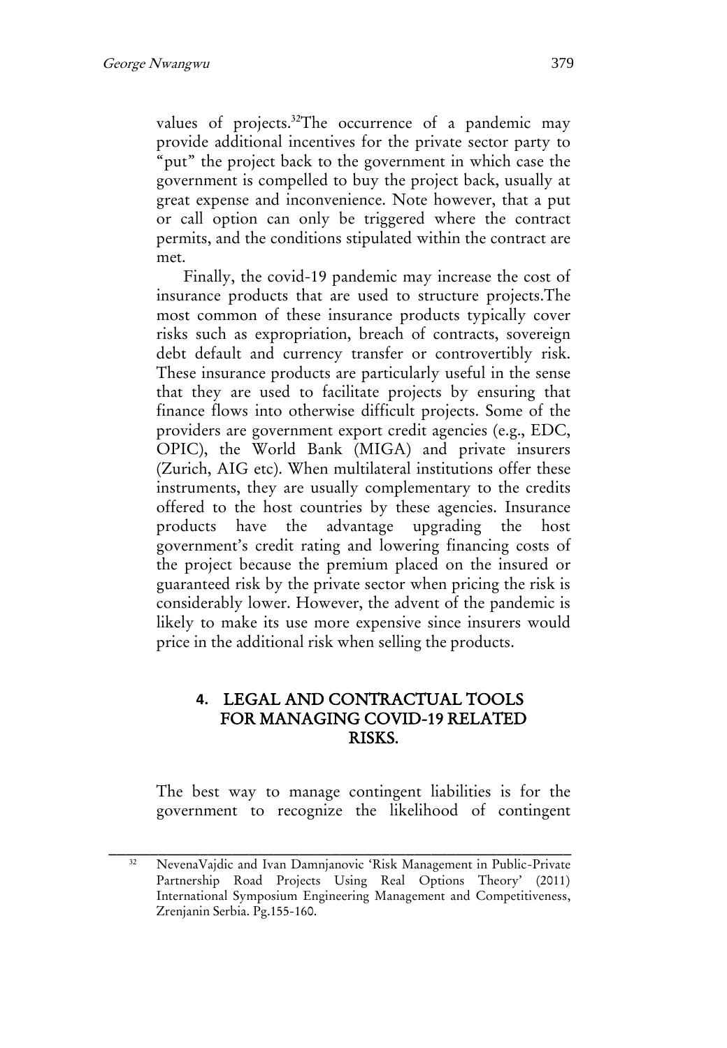values of projects.[32]The occurrence of a pandemic may provide additional incentives for the private sector party to "put" the project back to the government in which case the government is compelled to buy the project back, usually at great expense and inconvenience. Note however, that a put or call option can only be triggered where the contract permits, and the conditions stipulated within the contract are met.

Finally, the covid-19 pandemic may increase the cost of insurance products that are used to structure projects.The most common of these insurance products typically cover risks such as expropriation, breach of contracts, sovereign debt default and currency transfer or controvertibly risk. These insurance products are particularly useful in the sense that they are used to facilitate projects by ensuring that finance flows into otherwise difficult projects. Some of the providers are government export credit agencies (e.g., EDC, OPIC), the World Bank (MIGA) and private insurers (Zurich, AIG etc). When multilateral institutions offer these instruments, they are usually complementary to the credits offered to the host countries by these agencies. Insurance products have the advantage upgrading the host government's credit rating and lowering financing costs of the project because the premium placed on the insured or guaranteed risk by the private sector when pricing the risk is considerably lower. However, the advent of the pandemic is likely to make its use more expensive since insurers would price in the additional risk when selling the products.

## 4. LEGAL AND CONTRACTUAL TOOLS FOR MANAGING COVID-19 RELATED RISKS.

The best way to manage contingent liabilities is for the government to recognize the likelihood of contingent

---

[32] NevenaVajdic and Ivan Damnjanovic 'Risk Management in Public-Private Partnership Road Projects Using Real Options Theory' (2011) International Symposium Engineering Management and Competitiveness, Zrenjanin Serbia. Pg.155-160.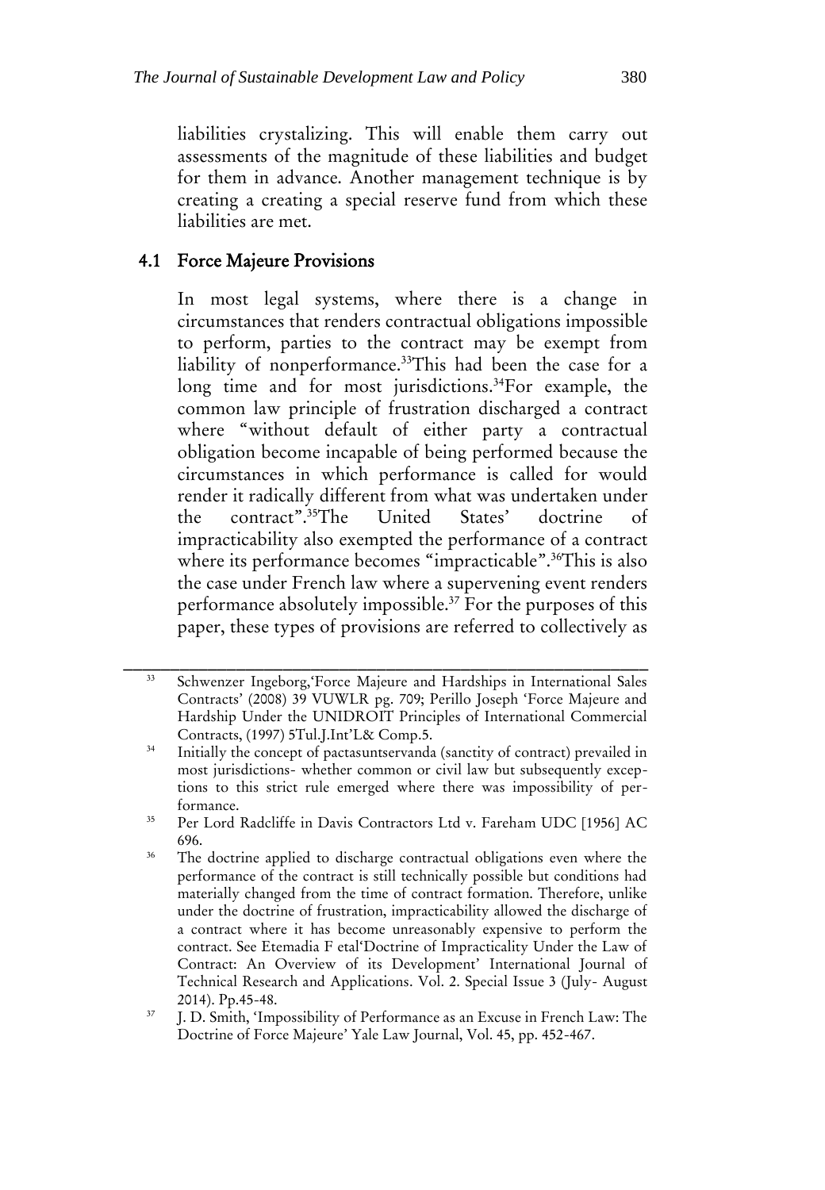liabilities crystalizing. This will enable them carry out assessments of the magnitude of these liabilities and budget for them in advance. Another management technique is by creating a creating a special reserve fund from which these liabilities are met.

## 4.1 Force Majeure Provisions

In most legal systems, where there is a change in circumstances that renders contractual obligations impossible to perform, parties to the contract may be exempt from liability of nonperformance.[33]This had been the case for a long time and for most jurisdictions.[34]For example, the common law principle of frustration discharged a contract where "without default of either party a contractual obligation become incapable of being performed because the circumstances in which performance is called for would render it radically different from what was undertaken under the contract".[35]The United States' doctrine of impracticability also exempted the performance of a contract where its performance becomes "impracticable".[36]This is also the case under French law where a supervening event renders performance absolutely impossible.[37] For the purposes of this paper, these types of provisions are referred to collectively as

---

[33] Schwenzer Ingeborg,'Force Majeure and Hardships in International Sales Contracts' (2008) 39 VUWLR pg. 709; Perillo Joseph 'Force Majeure and Hardship Under the UNIDROIT Principles of International Commercial Contracts, (1997) 5Tul.J.Int'L& Comp.5.

[34] Initially the concept of pactasuntservanda (sanctity of contract) prevailed in most jurisdictions- whether common or civil law but subsequently exceptions to this strict rule emerged where there was impossibility of performance.

[35] Per Lord Radcliffe in Davis Contractors Ltd v. Fareham UDC [1956] AC 696.

[36] The doctrine applied to discharge contractual obligations even where the performance of the contract is still technically possible but conditions had materially changed from the time of contract formation. Therefore, unlike under the doctrine of frustration, impracticability allowed the discharge of a contract where it has become unreasonably expensive to perform the contract. See Etemadia F etal'Doctrine of Impracticality Under the Law of Contract: An Overview of its Development' International Journal of Technical Research and Applications. Vol. 2. Special Issue 3 (July- August 2014). Pp.45-48.

[37] J. D. Smith, 'Impossibility of Performance as an Excuse in French Law: The Doctrine of Force Majeure' Yale Law Journal, Vol. 45, pp. 452-467.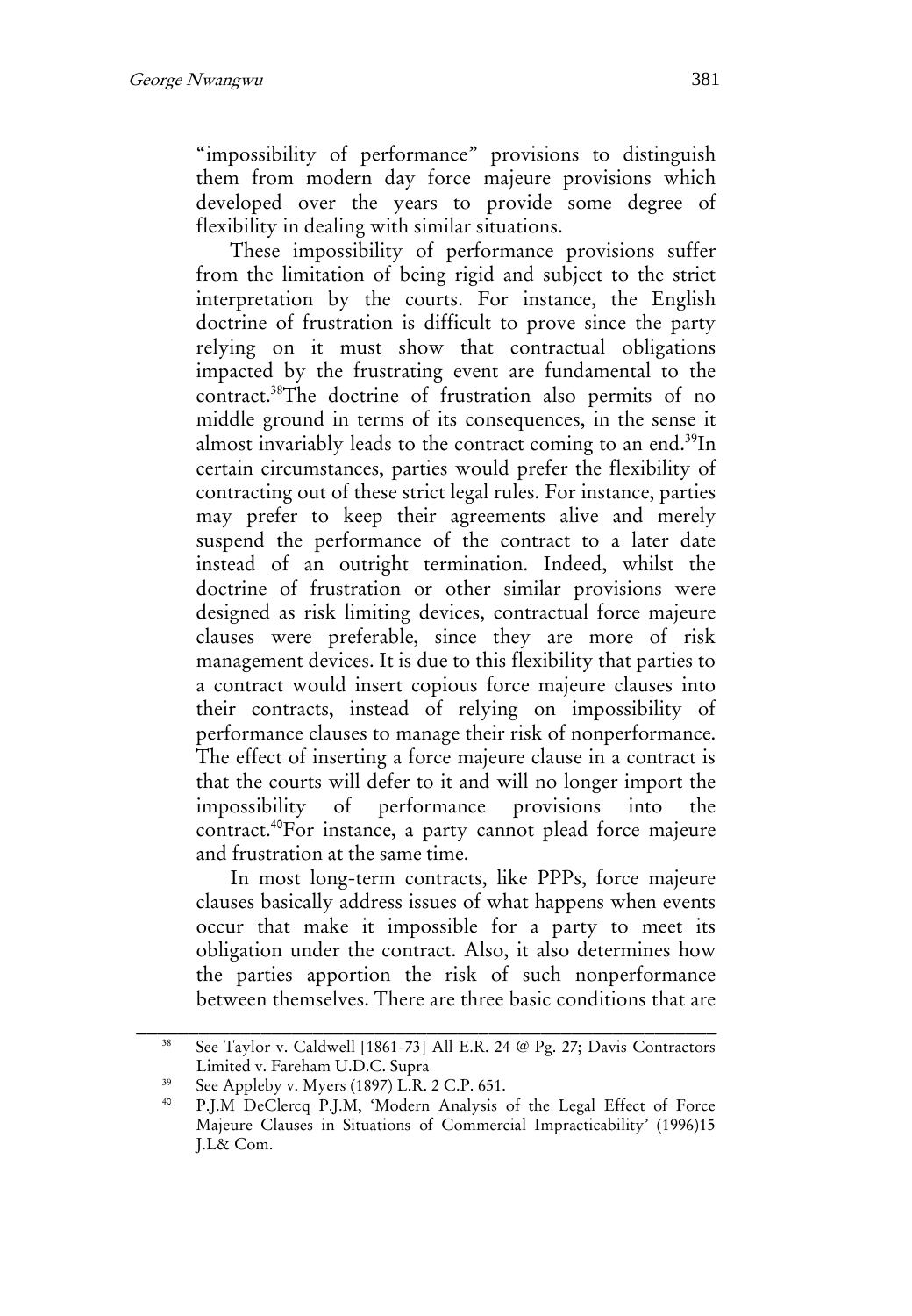"impossibility of performance" provisions to distinguish them from modern day force majeure provisions which developed over the years to provide some degree of flexibility in dealing with similar situations.

These impossibility of performance provisions suffer from the limitation of being rigid and subject to the strict interpretation by the courts. For instance, the English doctrine of frustration is difficult to prove since the party relying on it must show that contractual obligations impacted by the frustrating event are fundamental to the contract.[38]The doctrine of frustration also permits of no middle ground in terms of its consequences, in the sense it almost invariably leads to the contract coming to an end.[39]In certain circumstances, parties would prefer the flexibility of contracting out of these strict legal rules. For instance, parties may prefer to keep their agreements alive and merely suspend the performance of the contract to a later date instead of an outright termination. Indeed, whilst the doctrine of frustration or other similar provisions were designed as risk limiting devices, contractual force majeure clauses were preferable, since they are more of risk management devices. It is due to this flexibility that parties to a contract would insert copious force majeure clauses into their contracts, instead of relying on impossibility of performance clauses to manage their risk of nonperformance. The effect of inserting a force majeure clause in a contract is that the courts will defer to it and will no longer import the impossibility of performance provisions into the contract.[40]For instance, a party cannot plead force majeure and frustration at the same time.

In most long-term contracts, like PPPs, force majeure clauses basically address issues of what happens when events occur that make it impossible for a party to meet its obligation under the contract. Also, it also determines how the parties apportion the risk of such nonperformance between themselves. There are three basic conditions that are

---

[38] See Taylor v. Caldwell [1861-73] All E.R. 24 @ Pg. 27; Davis Contractors Limited v. Fareham U.D.C. Supra

[39] See Appleby v. Myers (1897) L.R. 2 C.P. 651.

[40] P.J.M DeClercq P.J.M, 'Modern Analysis of the Legal Effect of Force Majeure Clauses in Situations of Commercial Impracticability' (1996)15 J.L& Com.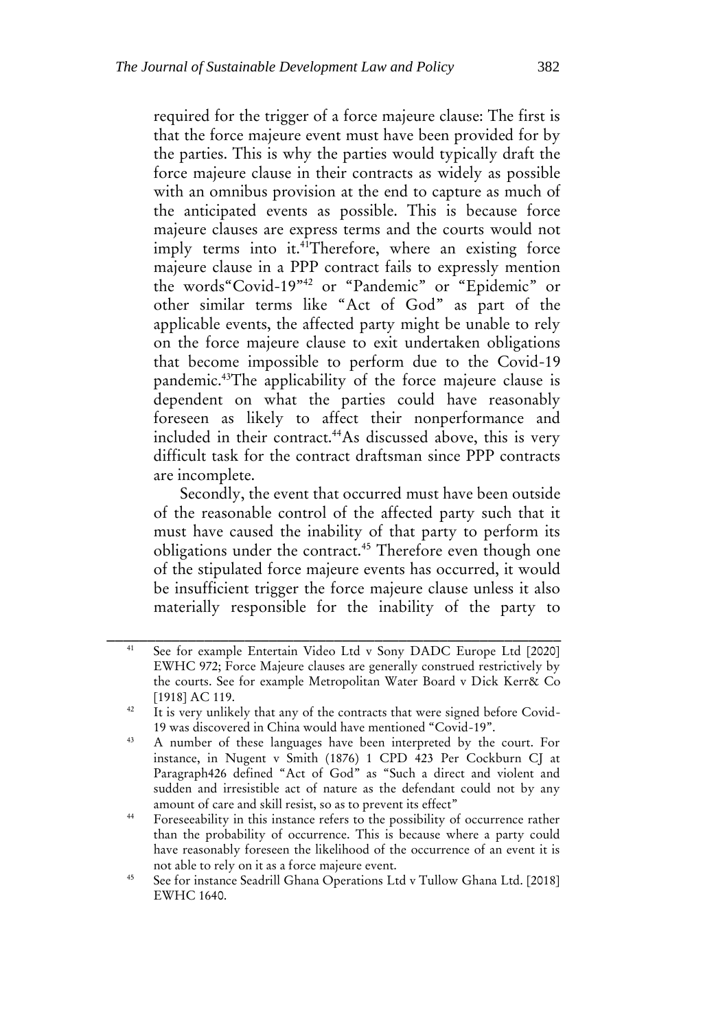required for the trigger of a force majeure clause: The first is that the force majeure event must have been provided for by the parties. This is why the parties would typically draft the force majeure clause in their contracts as widely as possible with an omnibus provision at the end to capture as much of the anticipated events as possible. This is because force majeure clauses are express terms and the courts would not imply terms into it.[41]Therefore, where an existing force majeure clause in a PPP contract fails to expressly mention the words"Covid-19"[42] or "Pandemic" or "Epidemic" or other similar terms like "Act of God" as part of the applicable events, the affected party might be unable to rely on the force majeure clause to exit undertaken obligations that become impossible to perform due to the Covid-19 pandemic.[43]The applicability of the force majeure clause is dependent on what the parties could have reasonably foreseen as likely to affect their nonperformance and included in their contract.[44]As discussed above, this is very difficult task for the contract draftsman since PPP contracts are incomplete.

Secondly, the event that occurred must have been outside of the reasonable control of the affected party such that it must have caused the inability of that party to perform its obligations under the contract.[45] Therefore even though one of the stipulated force majeure events has occurred, it would be insufficient trigger the force majeure clause unless it also materially responsible for the inability of the party to

---

[41] See for example Entertain Video Ltd v Sony DADC Europe Ltd [2020] EWHC 972; Force Majeure clauses are generally construed restrictively by the courts. See for example Metropolitan Water Board v Dick Kerr& Co [1918] AC 119.

[42] It is very unlikely that any of the contracts that were signed before Covid-19 was discovered in China would have mentioned "Covid-19".

[43] A number of these languages have been interpreted by the court. For instance, in Nugent v Smith (1876) 1 CPD 423 Per Cockburn CJ at Paragraph426 defined "Act of God" as "Such a direct and violent and sudden and irresistible act of nature as the defendant could not by any amount of care and skill resist, so as to prevent its effect"

[44] Foreseeability in this instance refers to the possibility of occurrence rather than the probability of occurrence. This is because where a party could have reasonably foreseen the likelihood of the occurrence of an event it is not able to rely on it as a force majeure event.

[45] See for instance Seadrill Ghana Operations Ltd v Tullow Ghana Ltd. [2018] EWHC 1640.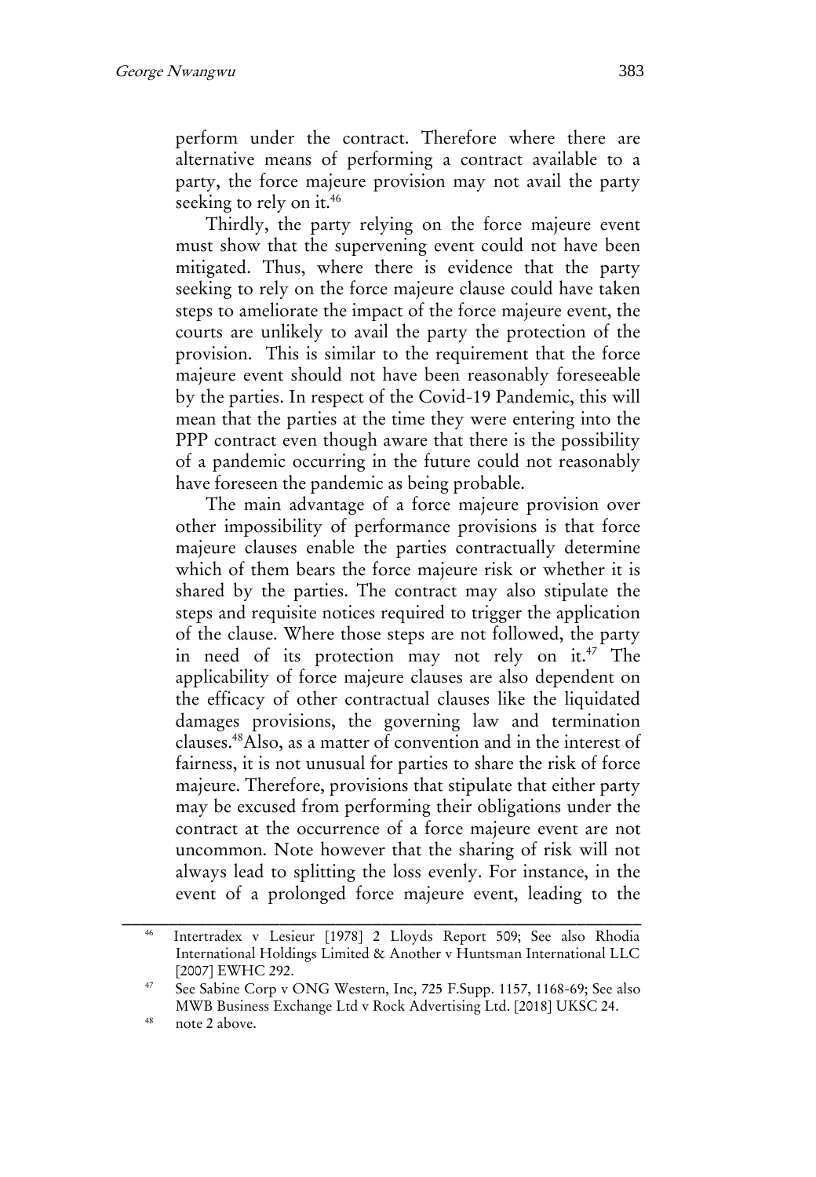perform under the contract. Therefore where there are alternative means of performing a contract available to a party, the force majeure provision may not avail the party seeking to rely on it.[46]

Thirdly, the party relying on the force majeure event must show that the supervening event could not have been mitigated. Thus, where there is evidence that the party seeking to rely on the force majeure clause could have taken steps to ameliorate the impact of the force majeure event, the courts are unlikely to avail the party the protection of the provision. This is similar to the requirement that the force majeure event should not have been reasonably foreseeable by the parties. In respect of the Covid-19 Pandemic, this will mean that the parties at the time they were entering into the PPP contract even though aware that there is the possibility of a pandemic occurring in the future could not reasonably have foreseen the pandemic as being probable.

The main advantage of a force majeure provision over other impossibility of performance provisions is that force majeure clauses enable the parties contractually determine which of them bears the force majeure risk or whether it is shared by the parties. The contract may also stipulate the steps and requisite notices required to trigger the application of the clause. Where those steps are not followed, the party in need of its protection may not rely on it.[47] The applicability of force majeure clauses are also dependent on the efficacy of other contractual clauses like the liquidated damages provisions, the governing law and termination clauses.[48] Also, as a matter of convention and in the interest of fairness, it is not unusual for parties to share the risk of force majeure. Therefore, provisions that stipulate that either party may be excused from performing their obligations under the contract at the occurrence of a force majeure event are not uncommon. Note however that the sharing of risk will not always lead to splitting the loss evenly. For instance, in the event of a prolonged force majeure event, leading to the

---

[46] Intertradex v Lesieur [1978] 2 Lloyds Report 509; See also Rhodia International Holdings Limited & Another v Huntsman International LLC [2007] EWHC 292.

[47] See Sabine Corp v ONG Western, Inc, 725 F.Supp. 1157, 1168-69; See also MWB Business Exchange Ltd v Rock Advertising Ltd. [2018] UKSC 24.

[48] note 2 above.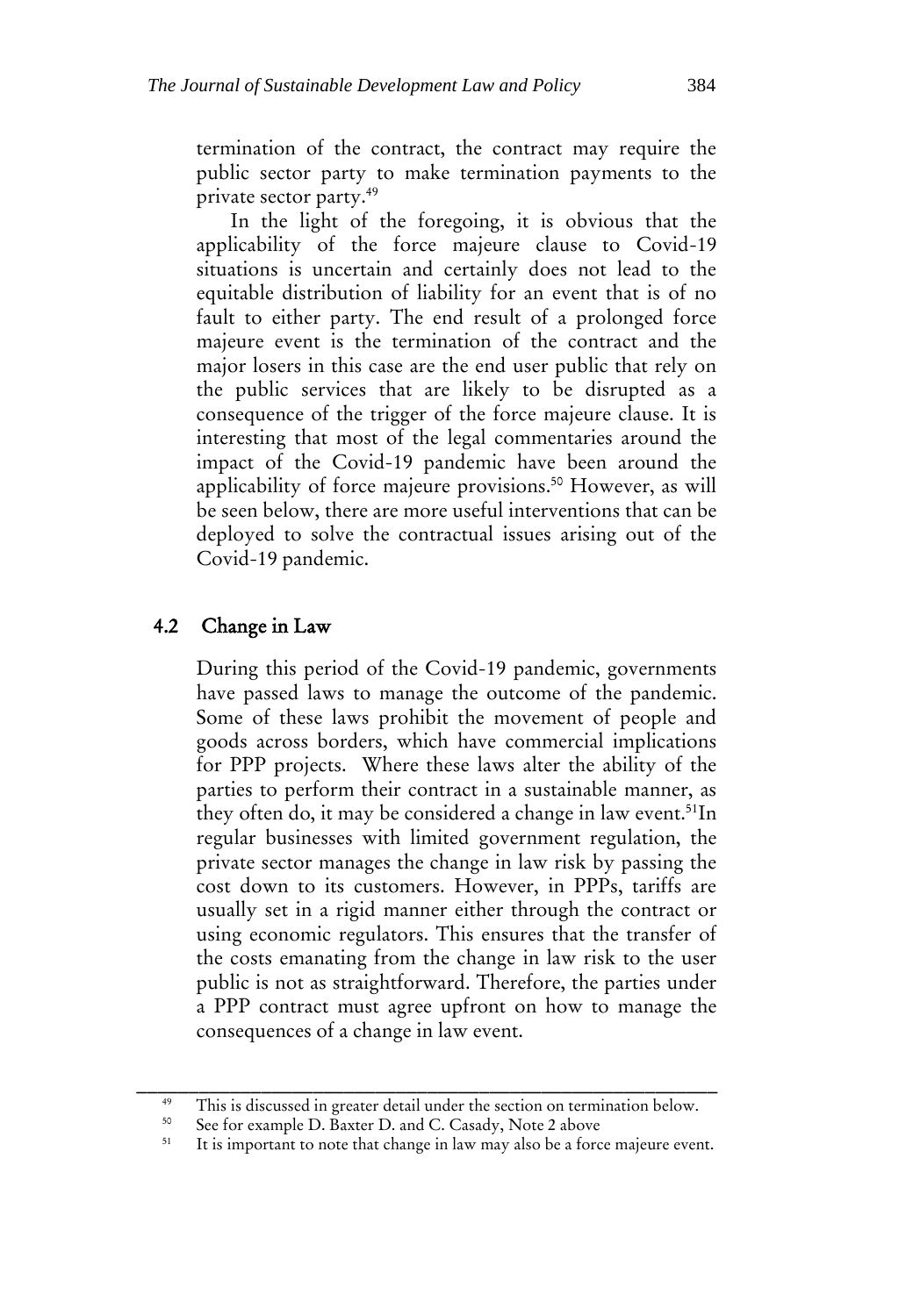termination of the contract, the contract may require the public sector party to make termination payments to the private sector party.[49]

In the light of the foregoing, it is obvious that the applicability of the force majeure clause to Covid-19 situations is uncertain and certainly does not lead to the equitable distribution of liability for an event that is of no fault to either party. The end result of a prolonged force majeure event is the termination of the contract and the major losers in this case are the end user public that rely on the public services that are likely to be disrupted as a consequence of the trigger of the force majeure clause. It is interesting that most of the legal commentaries around the impact of the Covid-19 pandemic have been around the applicability of force majeure provisions.[50] However, as will be seen below, there are more useful interventions that can be deployed to solve the contractual issues arising out of the Covid-19 pandemic.

## 4.2 Change in Law

During this period of the Covid-19 pandemic, governments have passed laws to manage the outcome of the pandemic. Some of these laws prohibit the movement of people and goods across borders, which have commercial implications for PPP projects. Where these laws alter the ability of the parties to perform their contract in a sustainable manner, as they often do, it may be considered a change in law event.[51]In regular businesses with limited government regulation, the private sector manages the change in law risk by passing the cost down to its customers. However, in PPPs, tariffs are usually set in a rigid manner either through the contract or using economic regulators. This ensures that the transfer of the costs emanating from the change in law risk to the user public is not as straightforward. Therefore, the parties under a PPP contract must agree upfront on how to manage the consequences of a change in law event.

---

[49] This is discussed in greater detail under the section on termination below.

[50] See for example D. Baxter D. and C. Casady, Note 2 above

[51] It is important to note that change in law may also be a force majeure event.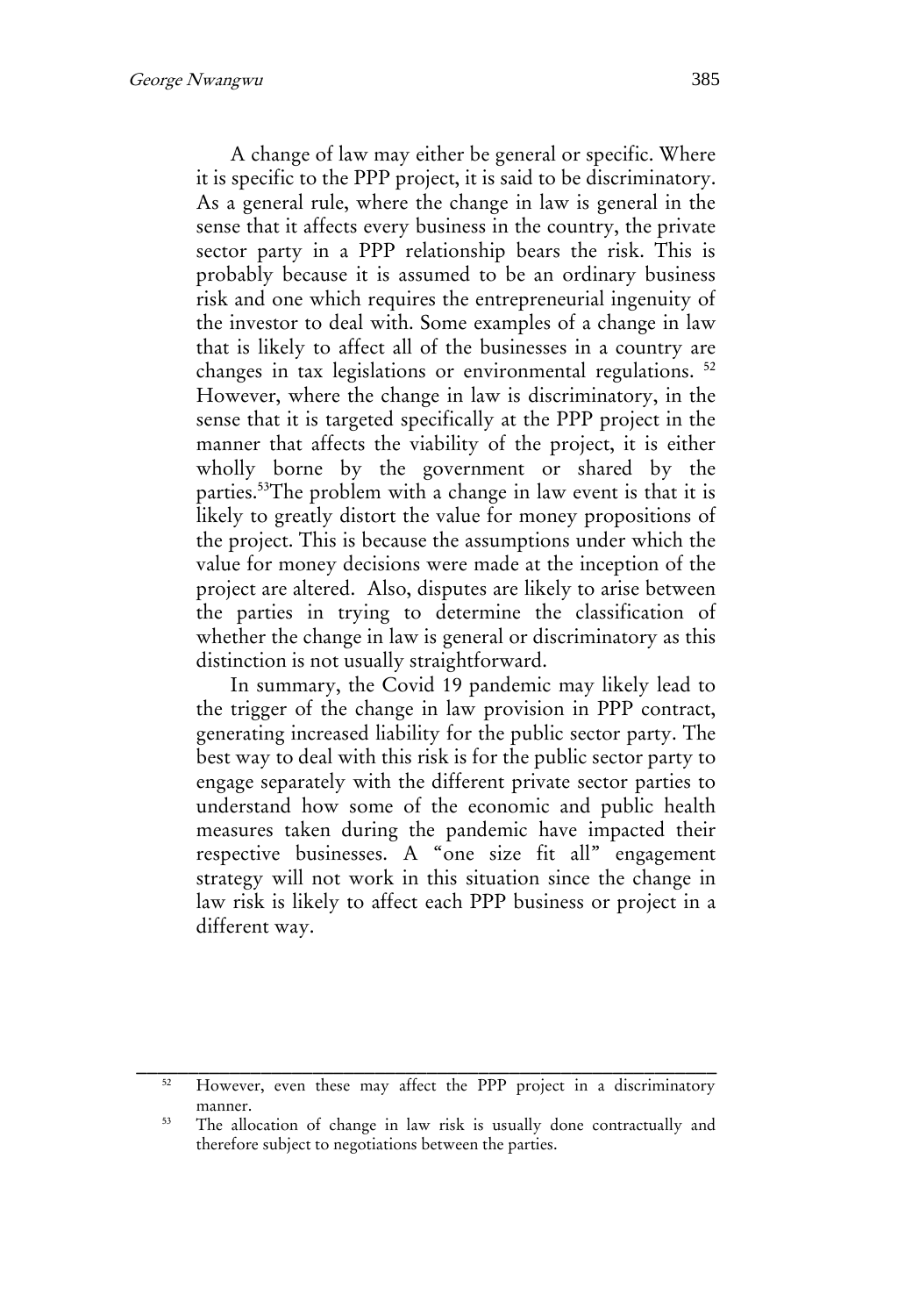A change of law may either be general or specific. Where it is specific to the PPP project, it is said to be discriminatory. As a general rule, where the change in law is general in the sense that it affects every business in the country, the private sector party in a PPP relationship bears the risk. This is probably because it is assumed to be an ordinary business risk and one which requires the entrepreneurial ingenuity of the investor to deal with. Some examples of a change in law that is likely to affect all of the businesses in a country are changes in tax legislations or environmental regulations. [52] However, where the change in law is discriminatory, in the sense that it is targeted specifically at the PPP project in the manner that affects the viability of the project, it is either wholly borne by the government or shared by the parties.[53]The problem with a change in law event is that it is likely to greatly distort the value for money propositions of the project. This is because the assumptions under which the value for money decisions were made at the inception of the project are altered. Also, disputes are likely to arise between the parties in trying to determine the classification of whether the change in law is general or discriminatory as this distinction is not usually straightforward.

In summary, the Covid 19 pandemic may likely lead to the trigger of the change in law provision in PPP contract, generating increased liability for the public sector party. The best way to deal with this risk is for the public sector party to engage separately with the different private sector parties to understand how some of the economic and public health measures taken during the pandemic have impacted their respective businesses. A "one size fit all" engagement strategy will not work in this situation since the change in law risk is likely to affect each PPP business or project in a different way.

---

[52] However, even these may affect the PPP project in a discriminatory manner.

[53] The allocation of change in law risk is usually done contractually and therefore subject to negotiations between the parties.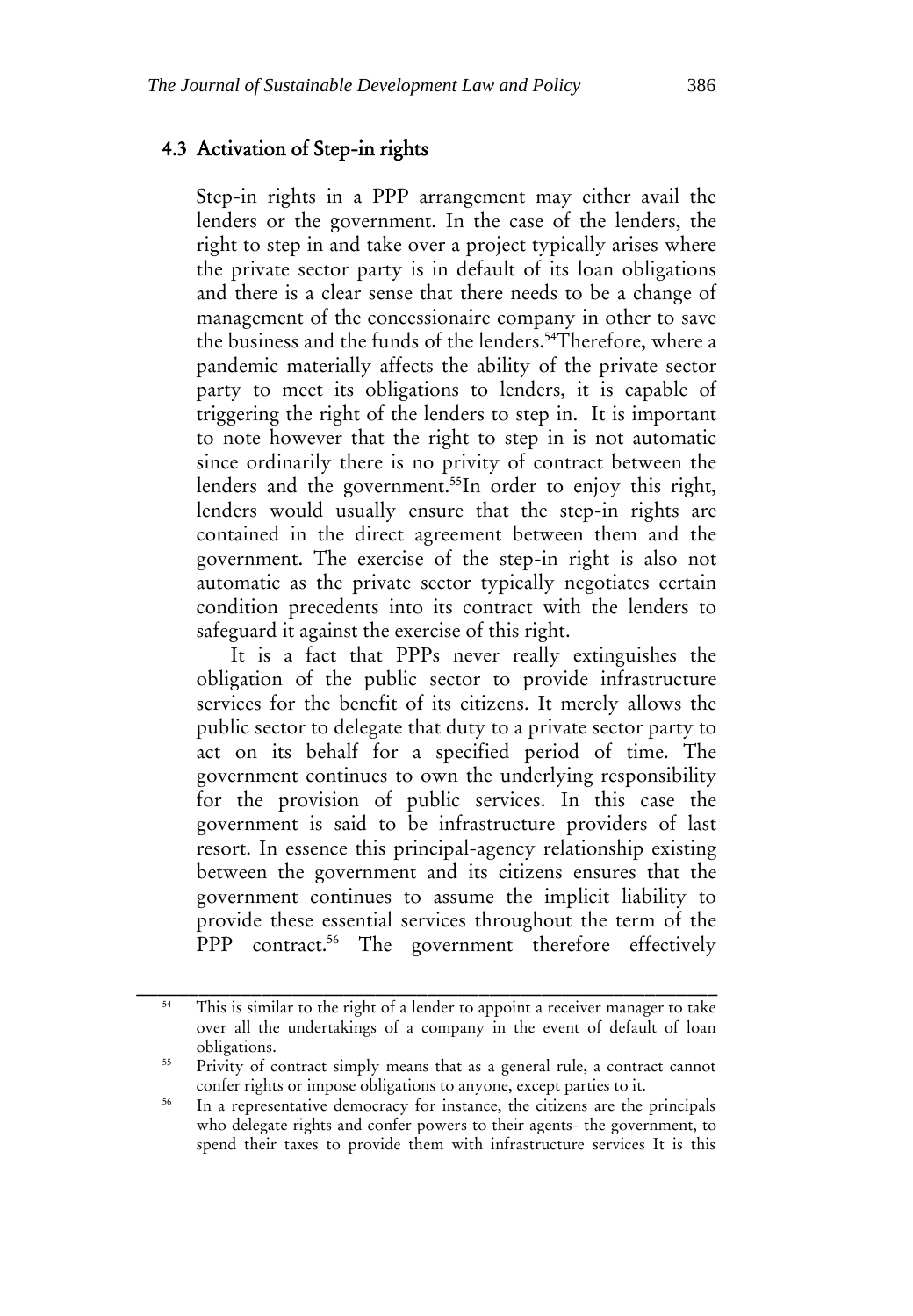## 4.3 Activation of Step-in rights

Step-in rights in a PPP arrangement may either avail the lenders or the government. In the case of the lenders, the right to step in and take over a project typically arises where the private sector party is in default of its loan obligations and there is a clear sense that there needs to be a change of management of the concessionaire company in other to save the business and the funds of the lenders.[54]Therefore, where a pandemic materially affects the ability of the private sector party to meet its obligations to lenders, it is capable of triggering the right of the lenders to step in. It is important to note however that the right to step in is not automatic since ordinarily there is no privity of contract between the lenders and the government.[55]In order to enjoy this right, lenders would usually ensure that the step-in rights are contained in the direct agreement between them and the government. The exercise of the step-in right is also not automatic as the private sector typically negotiates certain condition precedents into its contract with the lenders to safeguard it against the exercise of this right.

It is a fact that PPPs never really extinguishes the obligation of the public sector to provide infrastructure services for the benefit of its citizens. It merely allows the public sector to delegate that duty to a private sector party to act on its behalf for a specified period of time. The government continues to own the underlying responsibility for the provision of public services. In this case the government is said to be infrastructure providers of last resort. In essence this principal-agency relationship existing between the government and its citizens ensures that the government continues to assume the implicit liability to provide these essential services throughout the term of the PPP contract.[56] The government therefore effectively

---

[54] This is similar to the right of a lender to appoint a receiver manager to take over all the undertakings of a company in the event of default of loan obligations.

[55] Privity of contract simply means that as a general rule, a contract cannot confer rights or impose obligations to anyone, except parties to it.

[56] In a representative democracy for instance, the citizens are the principals who delegate rights and confer powers to their agents- the government, to spend their taxes to provide them with infrastructure services It is this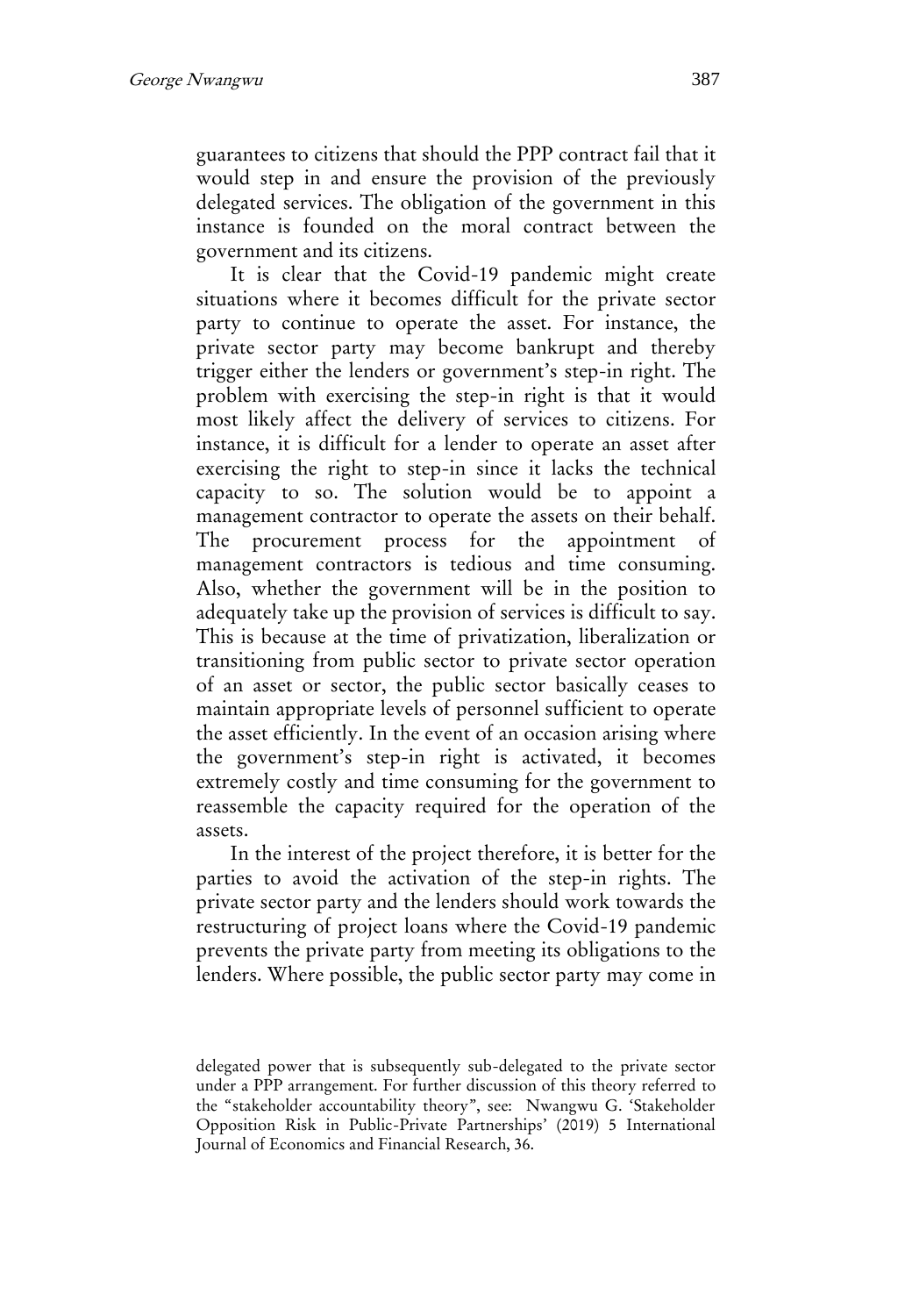guarantees to citizens that should the PPP contract fail that it would step in and ensure the provision of the previously delegated services. The obligation of the government in this instance is founded on the moral contract between the government and its citizens.

It is clear that the Covid-19 pandemic might create situations where it becomes difficult for the private sector party to continue to operate the asset. For instance, the private sector party may become bankrupt and thereby trigger either the lenders or government's step-in right. The problem with exercising the step-in right is that it would most likely affect the delivery of services to citizens. For instance, it is difficult for a lender to operate an asset after exercising the right to step-in since it lacks the technical capacity to so. The solution would be to appoint a management contractor to operate the assets on their behalf. The procurement process for the appointment of management contractors is tedious and time consuming. Also, whether the government will be in the position to adequately take up the provision of services is difficult to say. This is because at the time of privatization, liberalization or transitioning from public sector to private sector operation of an asset or sector, the public sector basically ceases to maintain appropriate levels of personnel sufficient to operate the asset efficiently. In the event of an occasion arising where the government's step-in right is activated, it becomes extremely costly and time consuming for the government to reassemble the capacity required for the operation of the assets.

In the interest of the project therefore, it is better for the parties to avoid the activation of the step-in rights. The private sector party and the lenders should work towards the restructuring of project loans where the Covid-19 pandemic prevents the private party from meeting its obligations to the lenders. Where possible, the public sector party may come in

delegated power that is subsequently sub-delegated to the private sector under a PPP arrangement. For further discussion of this theory referred to the "stakeholder accountability theory", see: Nwangwu G. 'Stakeholder Opposition Risk in Public-Private Partnerships' (2019) 5 International Journal of Economics and Financial Research, 36.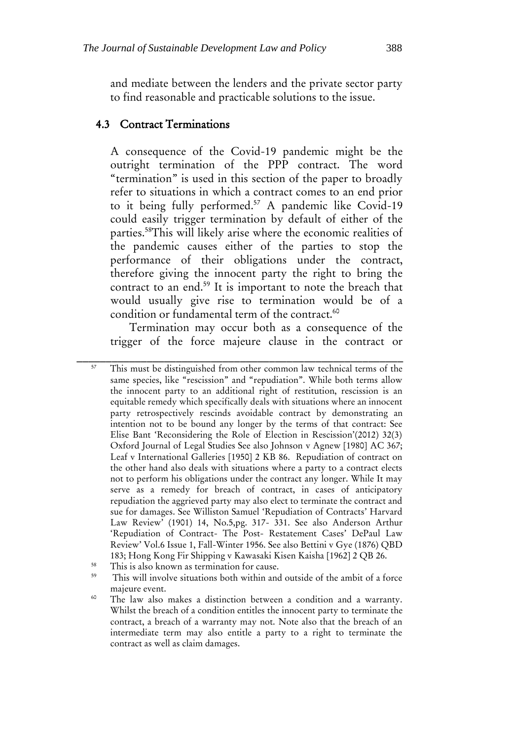and mediate between the lenders and the private sector party to find reasonable and practicable solutions to the issue.

### 4.3 Contract Terminations

A consequence of the Covid-19 pandemic might be the outright termination of the PPP contract. The word "termination" is used in this section of the paper to broadly refer to situations in which a contract comes to an end prior to it being fully performed.[57] A pandemic like Covid-19 could easily trigger termination by default of either of the parties.[58]This will likely arise where the economic realities of the pandemic causes either of the parties to stop the performance of their obligations under the contract, therefore giving the innocent party the right to bring the contract to an end.[59] It is important to note the breach that would usually give rise to termination would be of a condition or fundamental term of the contract.[60]

Termination may occur both as a consequence of the trigger of the force majeure clause in the contract or

---

[57] This must be distinguished from other common law technical terms of the same species, like "rescission" and "repudiation". While both terms allow the innocent party to an additional right of restitution, rescission is an equitable remedy which specifically deals with situations where an innocent party retrospectively rescinds avoidable contract by demonstrating an intention not to be bound any longer by the terms of that contract: See Elise Bant 'Reconsidering the Role of Election in Rescission'(2012) 32(3) Oxford Journal of Legal Studies See also Johnson v Agnew [1980] AC 367; Leaf v International Galleries [1950] 2 KB 86. Repudiation of contract on the other hand also deals with situations where a party to a contract elects not to perform his obligations under the contract any longer. While It may serve as a remedy for breach of contract, in cases of anticipatory repudiation the aggrieved party may also elect to terminate the contract and sue for damages. See Williston Samuel 'Repudiation of Contracts' Harvard Law Review' (1901) 14, No.5,pg. 317- 331. See also Anderson Arthur 'Repudiation of Contract- The Post- Restatement Cases' DePaul Law Review' Vol.6 Issue 1, Fall-Winter 1956. See also Bettini v Gye (1876) QBD 183; Hong Kong Fir Shipping v Kawasaki Kisen Kaisha [1962] 2 QB 26.

[58] This is also known as termination for cause.

[59] This will involve situations both within and outside of the ambit of a force majeure event.

[60] The law also makes a distinction between a condition and a warranty. Whilst the breach of a condition entitles the innocent party to terminate the contract, a breach of a warranty may not. Note also that the breach of an intermediate term may also entitle a party to a right to terminate the contract as well as claim damages.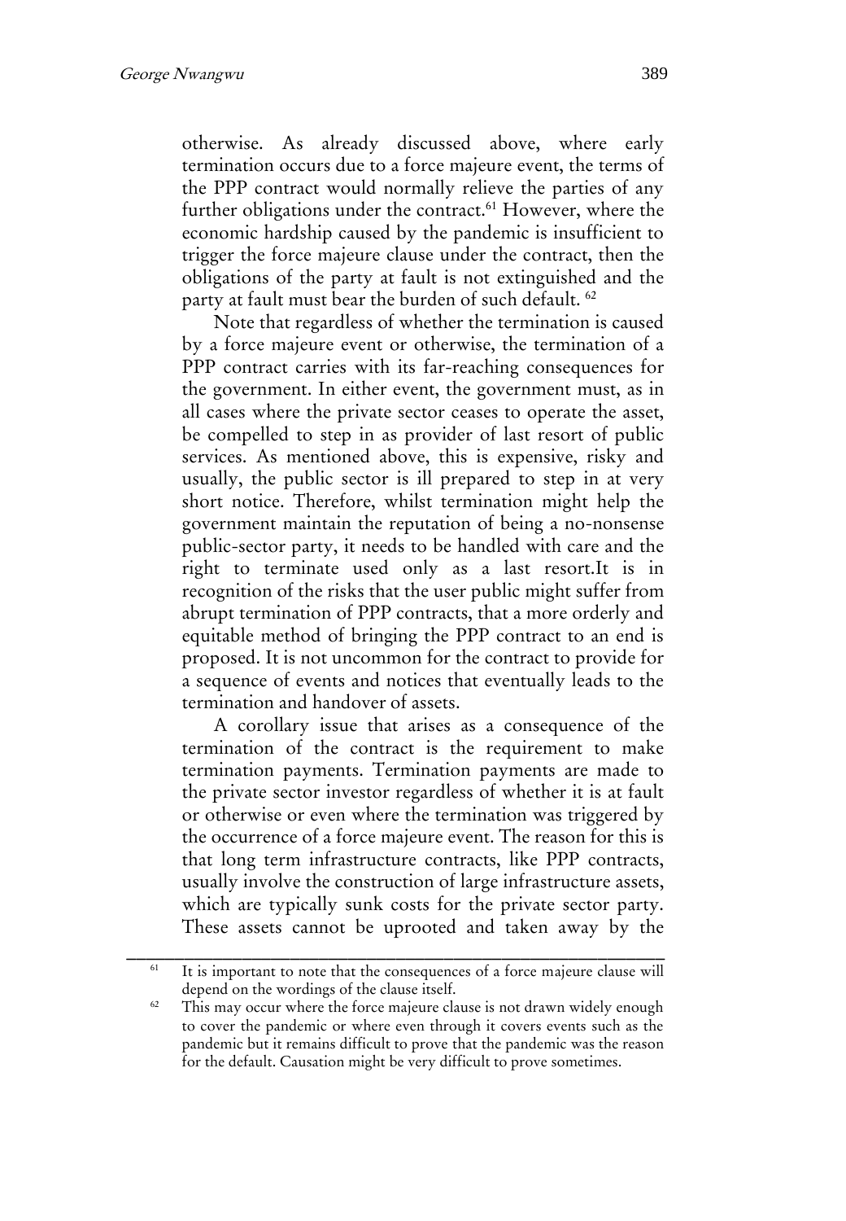otherwise. As already discussed above, where early termination occurs due to a force majeure event, the terms of the PPP contract would normally relieve the parties of any further obligations under the contract.[61] However, where the economic hardship caused by the pandemic is insufficient to trigger the force majeure clause under the contract, then the obligations of the party at fault is not extinguished and the party at fault must bear the burden of such default. [62]

Note that regardless of whether the termination is caused by a force majeure event or otherwise, the termination of a PPP contract carries with its far-reaching consequences for the government. In either event, the government must, as in all cases where the private sector ceases to operate the asset, be compelled to step in as provider of last resort of public services. As mentioned above, this is expensive, risky and usually, the public sector is ill prepared to step in at very short notice. Therefore, whilst termination might help the government maintain the reputation of being a no-nonsense public-sector party, it needs to be handled with care and the right to terminate used only as a last resort.It is in recognition of the risks that the user public might suffer from abrupt termination of PPP contracts, that a more orderly and equitable method of bringing the PPP contract to an end is proposed. It is not uncommon for the contract to provide for a sequence of events and notices that eventually leads to the termination and handover of assets.

A corollary issue that arises as a consequence of the termination of the contract is the requirement to make termination payments. Termination payments are made to the private sector investor regardless of whether it is at fault or otherwise or even where the termination was triggered by the occurrence of a force majeure event. The reason for this is that long term infrastructure contracts, like PPP contracts, usually involve the construction of large infrastructure assets, which are typically sunk costs for the private sector party. These assets cannot be uprooted and taken away by the

---

[61] It is important to note that the consequences of a force majeure clause will depend on the wordings of the clause itself.

[62] This may occur where the force majeure clause is not drawn widely enough to cover the pandemic or where even through it covers events such as the pandemic but it remains difficult to prove that the pandemic was the reason for the default. Causation might be very difficult to prove sometimes.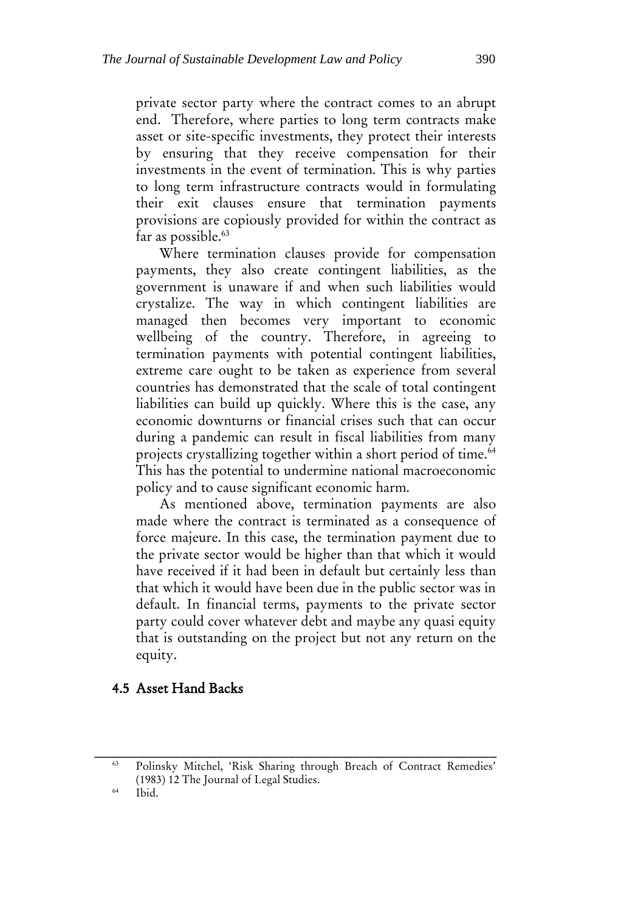private sector party where the contract comes to an abrupt end. Therefore, where parties to long term contracts make asset or site-specific investments, they protect their interests by ensuring that they receive compensation for their investments in the event of termination. This is why parties to long term infrastructure contracts would in formulating their exit clauses ensure that termination payments provisions are copiously provided for within the contract as far as possible.[63]

Where termination clauses provide for compensation payments, they also create contingent liabilities, as the government is unaware if and when such liabilities would crystalize. The way in which contingent liabilities are managed then becomes very important to economic wellbeing of the country. Therefore, in agreeing to termination payments with potential contingent liabilities, extreme care ought to be taken as experience from several countries has demonstrated that the scale of total contingent liabilities can build up quickly. Where this is the case, any economic downturns or financial crises such that can occur during a pandemic can result in fiscal liabilities from many projects crystallizing together within a short period of time.[64] This has the potential to undermine national macroeconomic policy and to cause significant economic harm.

As mentioned above, termination payments are also made where the contract is terminated as a consequence of force majeure. In this case, the termination payment due to the private sector would be higher than that which it would have received if it had been in default but certainly less than that which it would have been due in the public sector was in default. In financial terms, payments to the private sector party could cover whatever debt and maybe any quasi equity that is outstanding on the project but not any return on the equity.

## 4.5 Asset Hand Backs

---

[63] Polinsky Mitchel, 'Risk Sharing through Breach of Contract Remedies' (1983) 12 The Journal of Legal Studies.

[64] Ibid.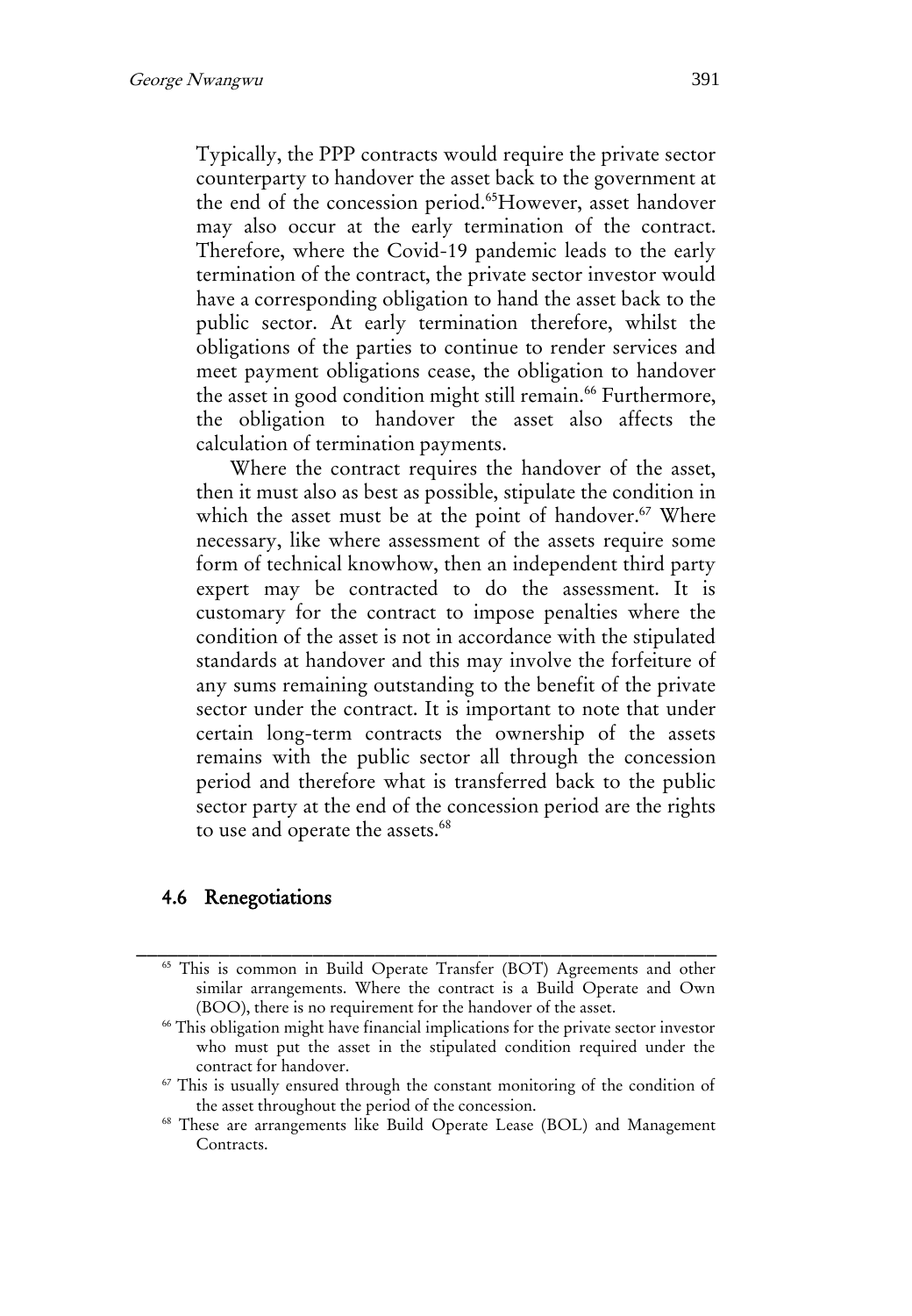Typically, the PPP contracts would require the private sector counterparty to handover the asset back to the government at the end of the concession period.[65]However, asset handover may also occur at the early termination of the contract. Therefore, where the Covid-19 pandemic leads to the early termination of the contract, the private sector investor would have a corresponding obligation to hand the asset back to the public sector. At early termination therefore, whilst the obligations of the parties to continue to render services and meet payment obligations cease, the obligation to handover the asset in good condition might still remain.[66] Furthermore, the obligation to handover the asset also affects the calculation of termination payments.

Where the contract requires the handover of the asset, then it must also as best as possible, stipulate the condition in which the asset must be at the point of handover.[67] Where necessary, like where assessment of the assets require some form of technical knowhow, then an independent third party expert may be contracted to do the assessment. It is customary for the contract to impose penalties where the condition of the asset is not in accordance with the stipulated standards at handover and this may involve the forfeiture of any sums remaining outstanding to the benefit of the private sector under the contract. It is important to note that under certain long-term contracts the ownership of the assets remains with the public sector all through the concession period and therefore what is transferred back to the public sector party at the end of the concession period are the rights to use and operate the assets.[68]

### 4.6 Renegotiations

---

[65] This is common in Build Operate Transfer (BOT) Agreements and other similar arrangements. Where the contract is a Build Operate and Own (BOO), there is no requirement for the handover of the asset.

[66] This obligation might have financial implications for the private sector investor who must put the asset in the stipulated condition required under the contract for handover.

[67] This is usually ensured through the constant monitoring of the condition of the asset throughout the period of the concession.

[68] These are arrangements like Build Operate Lease (BOL) and Management Contracts.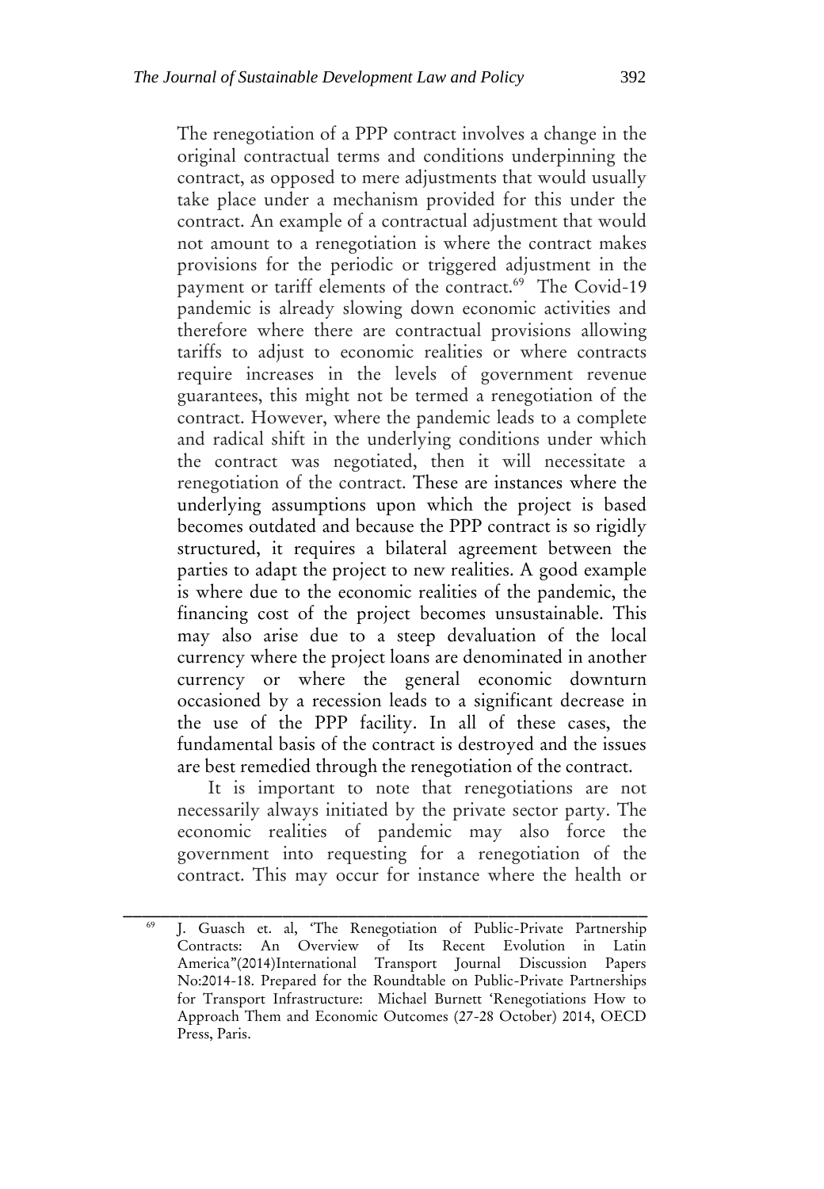The renegotiation of a PPP contract involves a change in the original contractual terms and conditions underpinning the contract, as opposed to mere adjustments that would usually take place under a mechanism provided for this under the contract. An example of a contractual adjustment that would not amount to a renegotiation is where the contract makes provisions for the periodic or triggered adjustment in the payment or tariff elements of the contract.[69] The Covid-19 pandemic is already slowing down economic activities and therefore where there are contractual provisions allowing tariffs to adjust to economic realities or where contracts require increases in the levels of government revenue guarantees, this might not be termed a renegotiation of the contract. However, where the pandemic leads to a complete and radical shift in the underlying conditions under which the contract was negotiated, then it will necessitate a renegotiation of the contract. These are instances where the underlying assumptions upon which the project is based becomes outdated and because the PPP contract is so rigidly structured, it requires a bilateral agreement between the parties to adapt the project to new realities. A good example is where due to the economic realities of the pandemic, the financing cost of the project becomes unsustainable. This may also arise due to a steep devaluation of the local currency where the project loans are denominated in another currency or where the general economic downturn occasioned by a recession leads to a significant decrease in the use of the PPP facility. In all of these cases, the fundamental basis of the contract is destroyed and the issues are best remedied through the renegotiation of the contract.

It is important to note that renegotiations are not necessarily always initiated by the private sector party. The economic realities of pandemic may also force the government into requesting for a renegotiation of the contract. This may occur for instance where the health or

---

[69] J. Guasch et. al, 'The Renegotiation of Public-Private Partnership Contracts: An Overview of Its Recent Evolution in Latin America"(2014)International Transport Journal Discussion Papers No:2014-18. Prepared for the Roundtable on Public-Private Partnerships for Transport Infrastructure: Michael Burnett 'Renegotiations How to Approach Them and Economic Outcomes (27-28 October) 2014, OECD Press, Paris.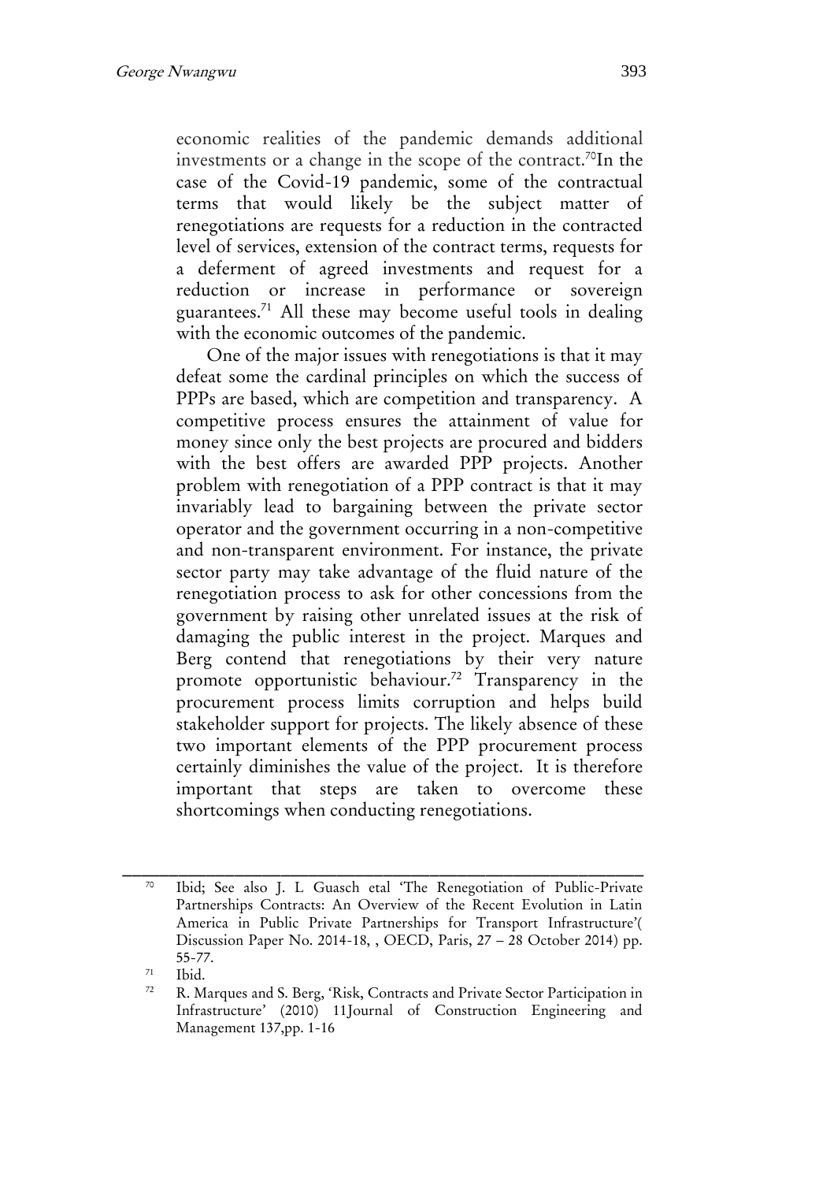economic realities of the pandemic demands additional investments or a change in the scope of the contract.[70]In the case of the Covid-19 pandemic, some of the contractual terms that would likely be the subject matter of renegotiations are requests for a reduction in the contracted level of services, extension of the contract terms, requests for a deferment of agreed investments and request for a reduction or increase in performance or sovereign guarantees.[71] All these may become useful tools in dealing with the economic outcomes of the pandemic.

One of the major issues with renegotiations is that it may defeat some the cardinal principles on which the success of PPPs are based, which are competition and transparency. A competitive process ensures the attainment of value for money since only the best projects are procured and bidders with the best offers are awarded PPP projects. Another problem with renegotiation of a PPP contract is that it may invariably lead to bargaining between the private sector operator and the government occurring in a non-competitive and non-transparent environment. For instance, the private sector party may take advantage of the fluid nature of the renegotiation process to ask for other concessions from the government by raising other unrelated issues at the risk of damaging the public interest in the project. Marques and Berg contend that renegotiations by their very nature promote opportunistic behaviour.[72] Transparency in the procurement process limits corruption and helps build stakeholder support for projects. The likely absence of these two important elements of the PPP procurement process certainly diminishes the value of the project. It is therefore important that steps are taken to overcome these shortcomings when conducting renegotiations.

---

[70] Ibid; See also J. L Guasch etal 'The Renegotiation of Public-Private Partnerships Contracts: An Overview of the Recent Evolution in Latin America in Public Private Partnerships for Transport Infrastructure'( Discussion Paper No. 2014-18, , OECD, Paris, 27 – 28 October 2014) pp. 55-77.

[71] Ibid.

[72] R. Marques and S. Berg, 'Risk, Contracts and Private Sector Participation in Infrastructure' (2010) 11Journal of Construction Engineering and Management 137,pp. 1-16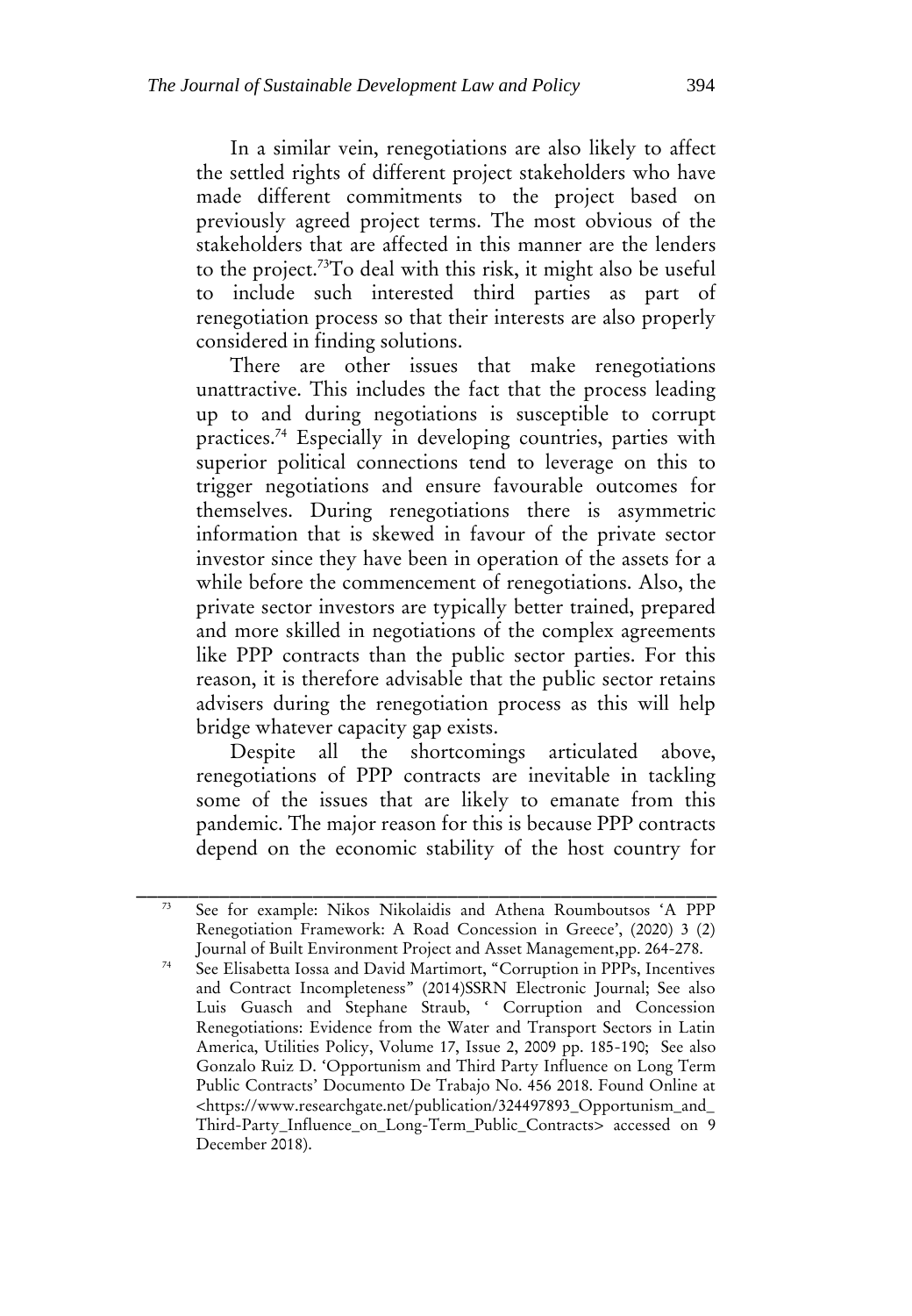In a similar vein, renegotiations are also likely to affect the settled rights of different project stakeholders who have made different commitments to the project based on previously agreed project terms. The most obvious of the stakeholders that are affected in this manner are the lenders to the project.[73]To deal with this risk, it might also be useful to include such interested third parties as part of renegotiation process so that their interests are also properly considered in finding solutions.

There are other issues that make renegotiations unattractive. This includes the fact that the process leading up to and during negotiations is susceptible to corrupt practices.[74] Especially in developing countries, parties with superior political connections tend to leverage on this to trigger negotiations and ensure favourable outcomes for themselves. During renegotiations there is asymmetric information that is skewed in favour of the private sector investor since they have been in operation of the assets for a while before the commencement of renegotiations. Also, the private sector investors are typically better trained, prepared and more skilled in negotiations of the complex agreements like PPP contracts than the public sector parties. For this reason, it is therefore advisable that the public sector retains advisers during the renegotiation process as this will help bridge whatever capacity gap exists.

Despite all the shortcomings articulated above, renegotiations of PPP contracts are inevitable in tackling some of the issues that are likely to emanate from this pandemic. The major reason for this is because PPP contracts depend on the economic stability of the host country for

---

[73] See for example: Nikos Nikolaidis and Athena Roumboutsos 'A PPP Renegotiation Framework: A Road Concession in Greece', (2020) 3 (2) Journal of Built Environment Project and Asset Management,pp. 264-278.

[74] See Elisabetta Iossa and David Martimort, "Corruption in PPPs, Incentives and Contract Incompleteness" (2014)SSRN Electronic Journal; See also Luis Guasch and Stephane Straub, ' Corruption and Concession Renegotiations: Evidence from the Water and Transport Sectors in Latin America, Utilities Policy, Volume 17, Issue 2, 2009 pp. 185-190; See also Gonzalo Ruiz D. 'Opportunism and Third Party Influence on Long Term Public Contracts' Documento De Trabajo No. 456 2018. Found Online at <https://www.researchgate.net/publication/324497893_Opportunism_and_Third-Party_Influence_on_Long-Term_Public_Contracts> accessed on 9 December 2018).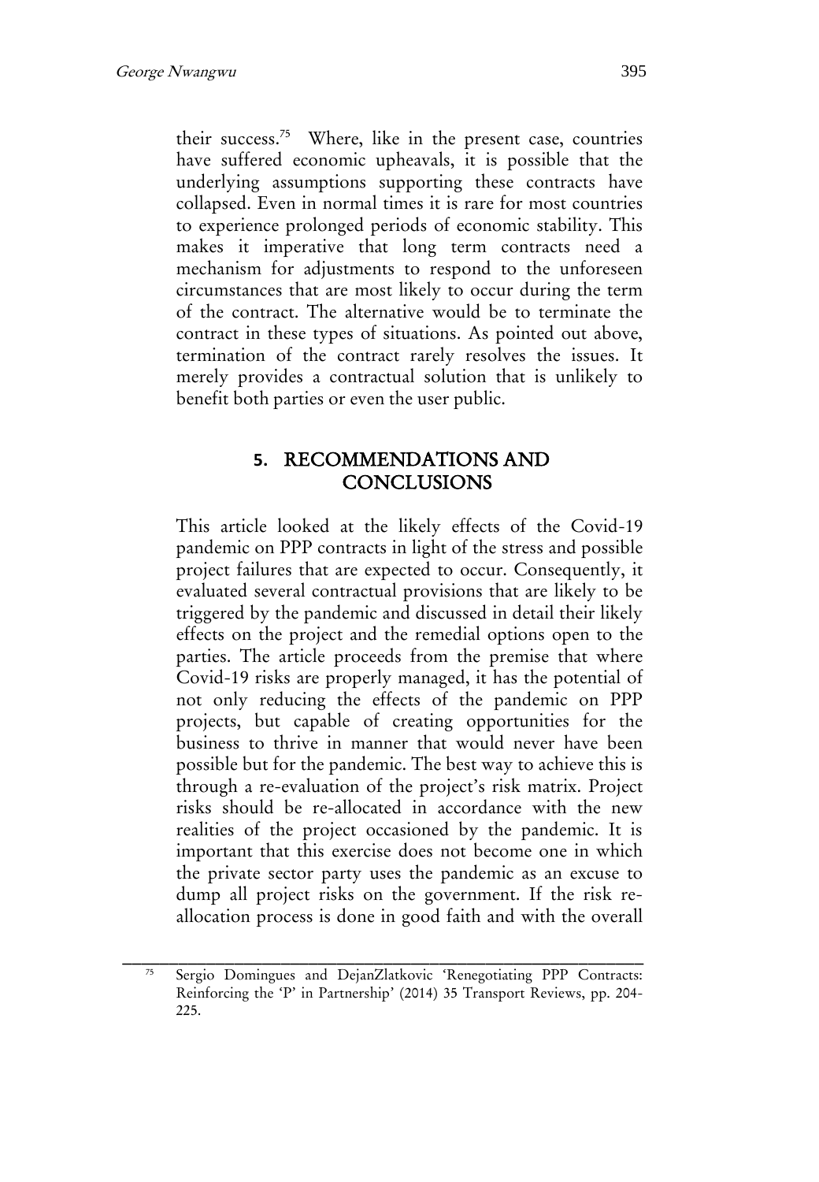their success.[75] Where, like in the present case, countries have suffered economic upheavals, it is possible that the underlying assumptions supporting these contracts have collapsed. Even in normal times it is rare for most countries to experience prolonged periods of economic stability. This makes it imperative that long term contracts need a mechanism for adjustments to respond to the unforeseen circumstances that are most likely to occur during the term of the contract. The alternative would be to terminate the contract in these types of situations. As pointed out above, termination of the contract rarely resolves the issues. It merely provides a contractual solution that is unlikely to benefit both parties or even the user public.

## 5. RECOMMENDATIONS AND CONCLUSIONS

This article looked at the likely effects of the Covid-19 pandemic on PPP contracts in light of the stress and possible project failures that are expected to occur. Consequently, it evaluated several contractual provisions that are likely to be triggered by the pandemic and discussed in detail their likely effects on the project and the remedial options open to the parties. The article proceeds from the premise that where Covid-19 risks are properly managed, it has the potential of not only reducing the effects of the pandemic on PPP projects, but capable of creating opportunities for the business to thrive in manner that would never have been possible but for the pandemic. The best way to achieve this is through a re-evaluation of the project's risk matrix. Project risks should be re-allocated in accordance with the new realities of the project occasioned by the pandemic. It is important that this exercise does not become one in which the private sector party uses the pandemic as an excuse to dump all project risks on the government. If the risk re-allocation process is done in good faith and with the overall

---

[75] Sergio Domingues and DejanZlatkovic 'Renegotiating PPP Contracts: Reinforcing the 'P' in Partnership' (2014) 35 Transport Reviews, pp. 204-225.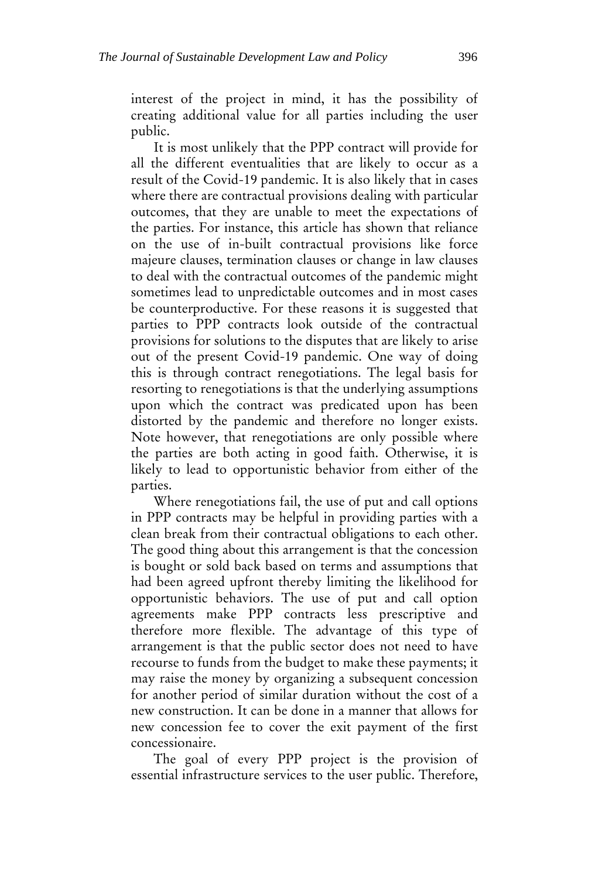interest of the project in mind, it has the possibility of creating additional value for all parties including the user public.

It is most unlikely that the PPP contract will provide for all the different eventualities that are likely to occur as a result of the Covid-19 pandemic. It is also likely that in cases where there are contractual provisions dealing with particular outcomes, that they are unable to meet the expectations of the parties. For instance, this article has shown that reliance on the use of in-built contractual provisions like force majeure clauses, termination clauses or change in law clauses to deal with the contractual outcomes of the pandemic might sometimes lead to unpredictable outcomes and in most cases be counterproductive. For these reasons it is suggested that parties to PPP contracts look outside of the contractual provisions for solutions to the disputes that are likely to arise out of the present Covid-19 pandemic. One way of doing this is through contract renegotiations. The legal basis for resorting to renegotiations is that the underlying assumptions upon which the contract was predicated upon has been distorted by the pandemic and therefore no longer exists. Note however, that renegotiations are only possible where the parties are both acting in good faith. Otherwise, it is likely to lead to opportunistic behavior from either of the parties.

Where renegotiations fail, the use of put and call options in PPP contracts may be helpful in providing parties with a clean break from their contractual obligations to each other. The good thing about this arrangement is that the concession is bought or sold back based on terms and assumptions that had been agreed upfront thereby limiting the likelihood for opportunistic behaviors. The use of put and call option agreements make PPP contracts less prescriptive and therefore more flexible. The advantage of this type of arrangement is that the public sector does not need to have recourse to funds from the budget to make these payments; it may raise the money by organizing a subsequent concession for another period of similar duration without the cost of a new construction. It can be done in a manner that allows for new concession fee to cover the exit payment of the first concessionaire.

The goal of every PPP project is the provision of essential infrastructure services to the user public. Therefore,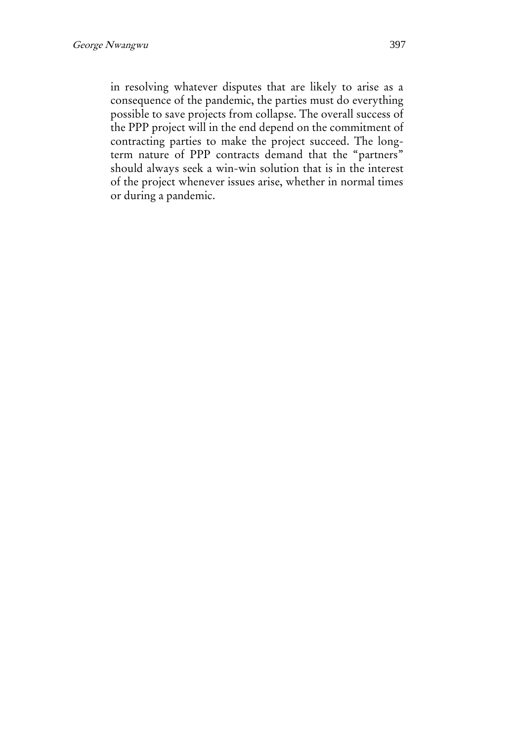in resolving whatever disputes that are likely to arise as a consequence of the pandemic, the parties must do everything possible to save projects from collapse. The overall success of the PPP project will in the end depend on the commitment of contracting parties to make the project succeed. The long-term nature of PPP contracts demand that the "partners" should always seek a win-win solution that is in the interest of the project whenever issues arise, whether in normal times or during a pandemic.